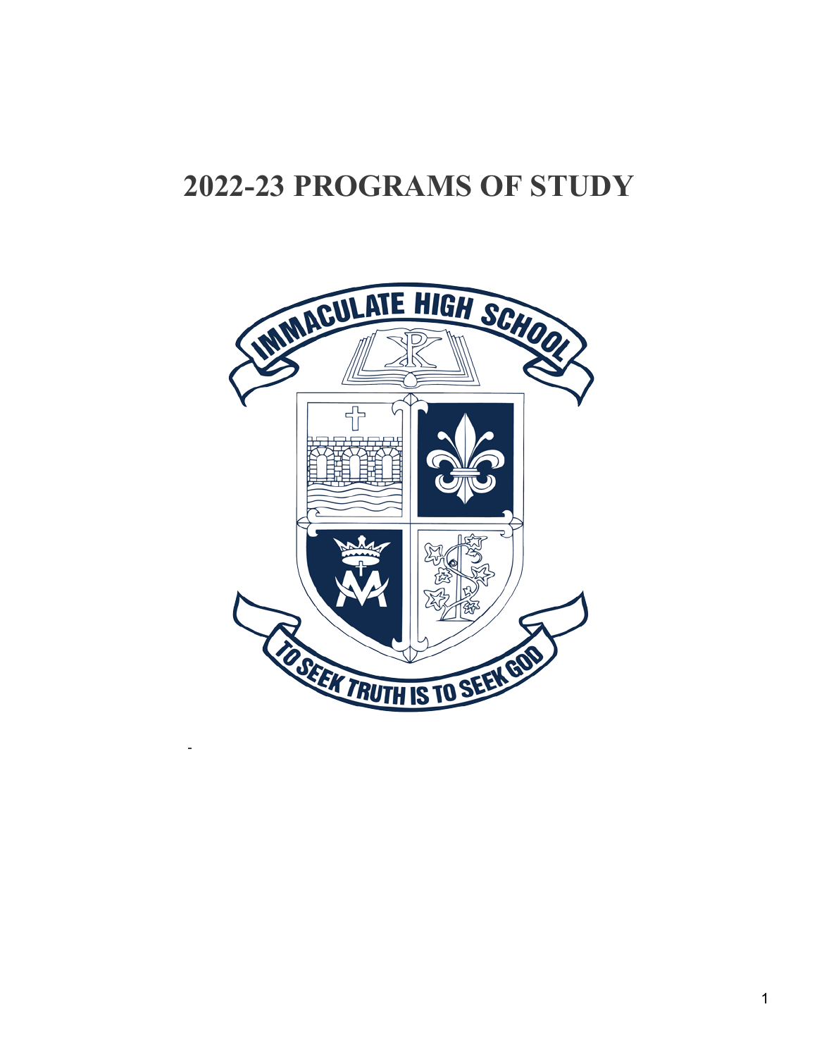# 2022-23 PROGRAMS OF STUDY

IMMACULATE HIGH SCHOOL

TO SEEK TRUTH IS TO SEEK GOD

-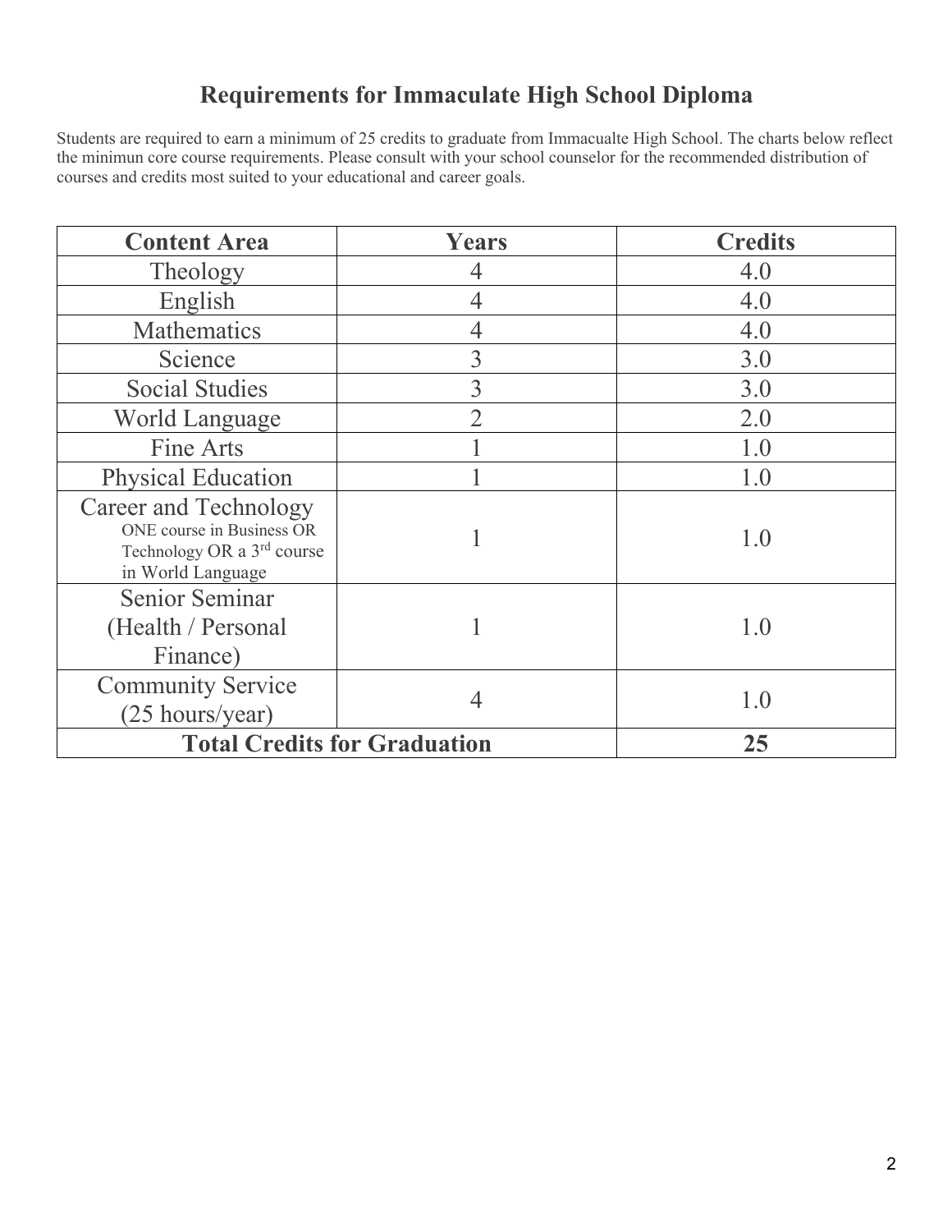# Requirements for Immaculate High School Diploma

Students are required to earn a minimum of 25 credits to graduate from Immacualte High School. The charts below reflect the minimun core course requirements. Please consult with your school counselor for the recommended distribution of courses and credits most suited to your educational and career goals.

| Content Area | Years | Credits |
|---|---|---|
| Theology | 4 | 4.0 |
| English | 4 | 4.0 |
| Mathematics | 4 | 4.0 |
| Science | 3 | 3.0 |
| Social Studies | 3 | 3.0 |
| World Language | 2 | 2.0 |
| Fine Arts | 1 | 1.0 |
| Physical Education | 1 | 1.0 |
| Career and Technology<br>ONE course in Business OR Technology OR a 3rd course in World Language | 1 | 1.0 |
| Senior Seminar (Health / Personal Finance) | 1 | 1.0 |
| Community Service (25 hours/year) | 4 | 1.0 |
| **Total Credits for Graduation** | | **25** |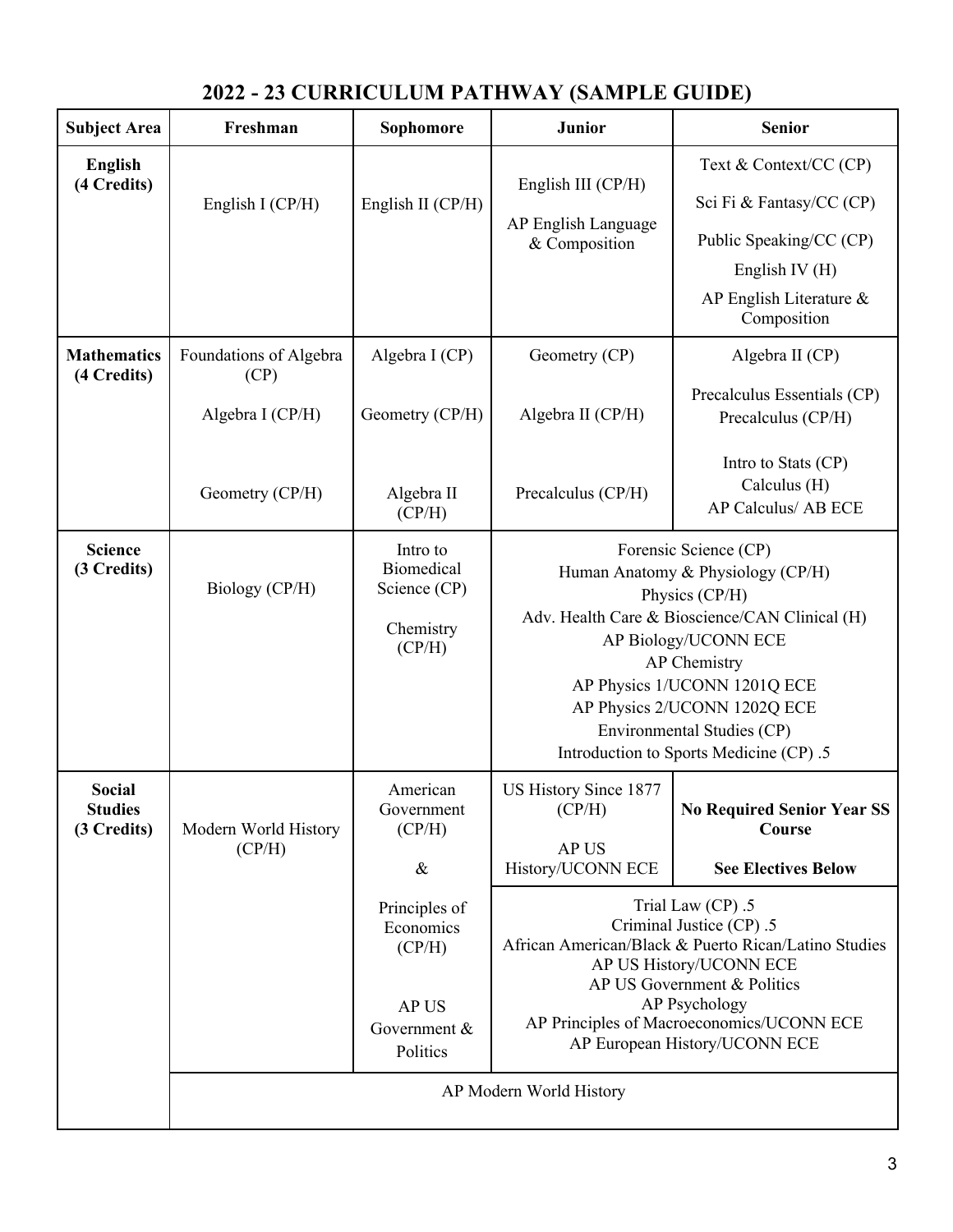# 2022 - 23 CURRICULUM PATHWAY (SAMPLE GUIDE)

| Subject Area | Freshman | Sophomore | Junior | Senior |
|---|---|---|---|---|
| **English (4 Credits)** | English I (CP/H) | English II (CP/H) | English III (CP/H)<br>AP English Language & Composition | Text & Context/CC (CP)<br>Sci Fi & Fantasy/CC (CP)<br>Public Speaking/CC (CP)<br>English IV (H)<br>AP English Literature & Composition |
| **Mathematics (4 Credits)** | Foundations of Algebra (CP)<br>Algebra I (CP/H)<br>Geometry (CP/H) | Algebra I (CP)<br>Geometry (CP/H)<br>Algebra II (CP/H) | Geometry (CP)<br>Algebra II (CP/H)<br>Precalculus (CP/H) | Algebra II (CP)<br>Precalculus Essentials (CP)<br>Precalculus (CP/H)<br>Intro to Stats (CP)<br>Calculus (H)<br>AP Calculus/ AB ECE |
| **Science (3 Credits)** | Biology (CP/H) | Intro to Biomedical Science (CP)<br>Chemistry (CP/H) | Forensic Science (CP)<br>Human Anatomy & Physiology (CP/H)<br>Physics (CP/H)<br>Adv. Health Care & Bioscience/CAN Clinical (H)<br>AP Biology/UCONN ECE<br>AP Chemistry<br>AP Physics 1/UCONN 1201Q ECE<br>AP Physics 2/UCONN 1202Q ECE<br>Environmental Studies (CP)<br>Introduction to Sports Medicine (CP) .5 | |
| **Social Studies (3 Credits)** | Modern World History (CP/H) | American Government (CP/H)<br>&<br>Principles of Economics (CP/H)<br>AP US Government & Politics | US History Since 1877 (CP/H)<br>AP US History/UCONN ECE | **No Required Senior Year SS Course**<br>**See Electives Below** |
| | | | Trial Law (CP) .5<br>Criminal Justice (CP) .5<br>African American/Black & Puerto Rican/Latino Studies<br>AP US History/UCONN ECE<br>AP US Government & Politics<br>AP Psychology<br>AP Principles of Macroeconomics/UCONN ECE<br>AP European History/UCONN ECE | |
| | AP Modern World History | | | |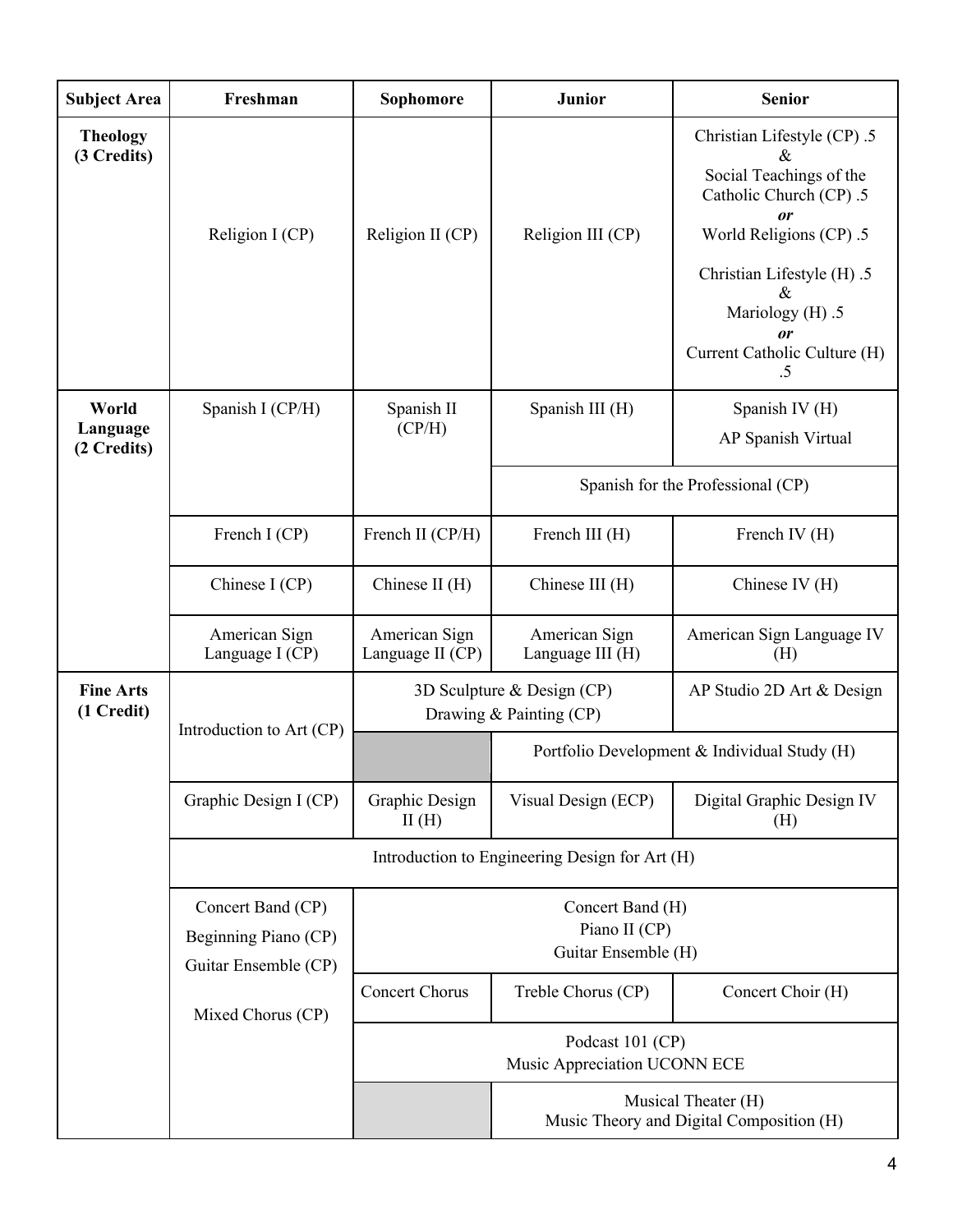| Subject Area | Freshman | Sophomore | Junior | Senior |
|---|---|---|---|---|
| **Theology (3 Credits)** | Religion I (CP) | Religion II (CP) | Religion III (CP) | Christian Lifestyle (CP) .5 & Social Teachings of the Catholic Church (CP) .5 ***or*** World Religions (CP) .5<br><br>Christian Lifestyle (H) .5 & Mariology (H) .5 ***or*** Current Catholic Culture (H) .5 |
| **World Language (2 Credits)** | Spanish I (CP/H) | Spanish II (CP/H) | Spanish III (H) | Spanish IV (H)<br>AP Spanish Virtual |
| | | | Spanish for the Professional (CP) | |
| | French I (CP) | French II (CP/H) | French III (H) | French IV (H) |
| | Chinese I (CP) | Chinese II (H) | Chinese III (H) | Chinese IV (H) |
| | American Sign Language I (CP) | American Sign Language II (CP) | American Sign Language III (H) | American Sign Language IV (H) |
| **Fine Arts (1 Credit)** | Introduction to Art (CP) | 3D Sculpture & Design (CP)<br>Drawing & Painting (CP) | | AP Studio 2D Art & Design |
| | | | Portfolio Development & Individual Study (H) | |
| | Graphic Design I (CP) | Graphic Design II (H) | Visual Design (ECP) | Digital Graphic Design IV (H) |
| | Introduction to Engineering Design for Art (H) | | | |
| | Concert Band (CP)<br>Beginning Piano (CP)<br>Guitar Ensemble (CP)<br><br>Mixed Chorus (CP) | Concert Band (H)<br>Piano II (CP)<br>Guitar Ensemble (H) | | |
| | | Concert Chorus | Treble Chorus (CP) | Concert Choir (H) |
| | | Podcast 101 (CP)<br>Music Appreciation UCONN ECE | | |
| | | | Musical Theater (H)<br>Music Theory and Digital Composition (H) | |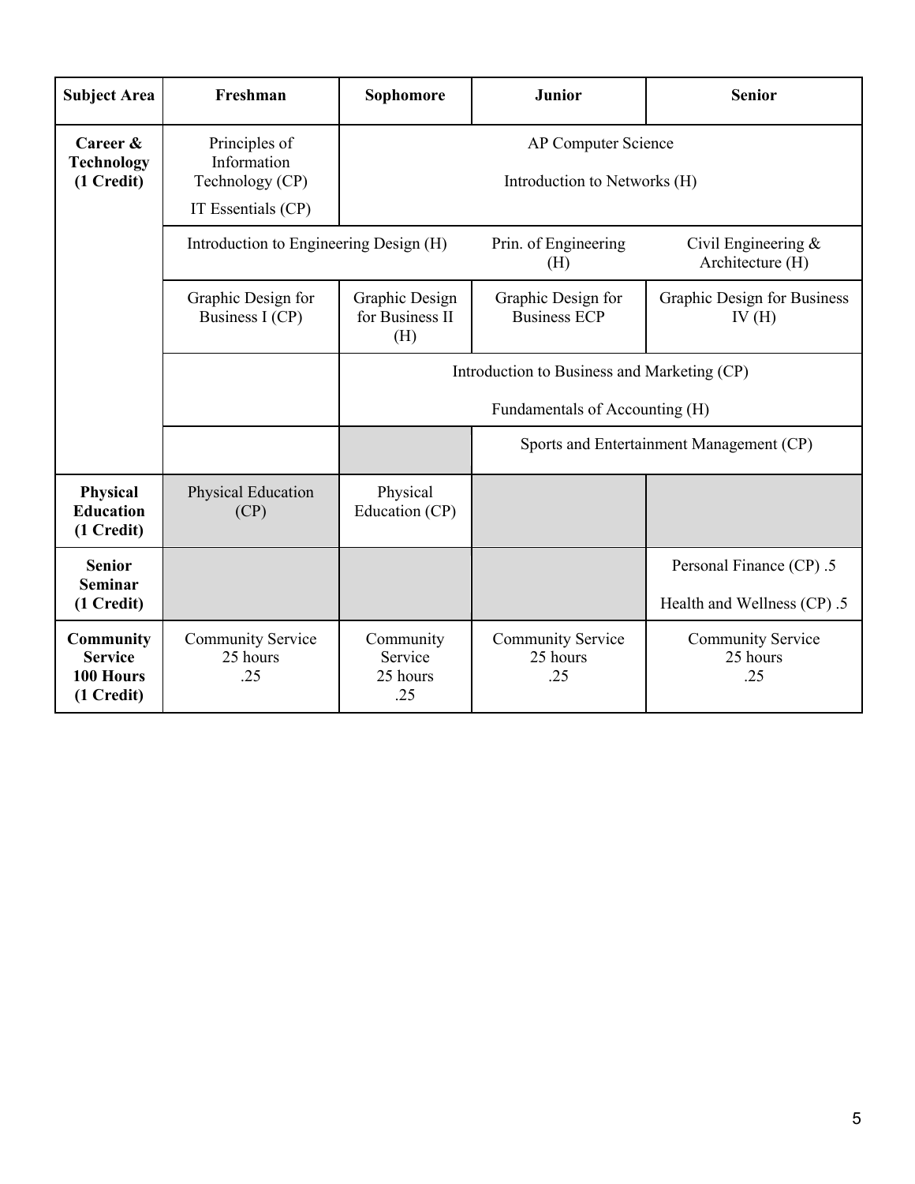| Subject Area | Freshman | Sophomore | Junior | Senior |
| --- | --- | --- | --- | --- |
| **Career & Technology (1 Credit)** | Principles of Information Technology (CP)<br>IT Essentials (CP) | AP Computer Science<br>Introduction to Networks (H) | | |
| | Introduction to Engineering Design (H) | | Prin. of Engineering (H) | Civil Engineering & Architecture (H) |
| | Graphic Design for Business I (CP) | Graphic Design for Business II (H) | Graphic Design for Business ECP | Graphic Design for Business IV (H) |
| | | Introduction to Business and Marketing (CP)<br>Fundamentals of Accounting (H) | | |
| | | | Sports and Entertainment Management (CP) | |
| **Physical Education (1 Credit)** | Physical Education (CP) | Physical Education (CP) | | |
| **Senior Seminar (1 Credit)** | | | | Personal Finance (CP) .5<br>Health and Wellness (CP) .5 |
| **Community Service 100 Hours (1 Credit)** | Community Service 25 hours .25 | Community Service 25 hours .25 | Community Service 25 hours .25 | Community Service 25 hours .25 |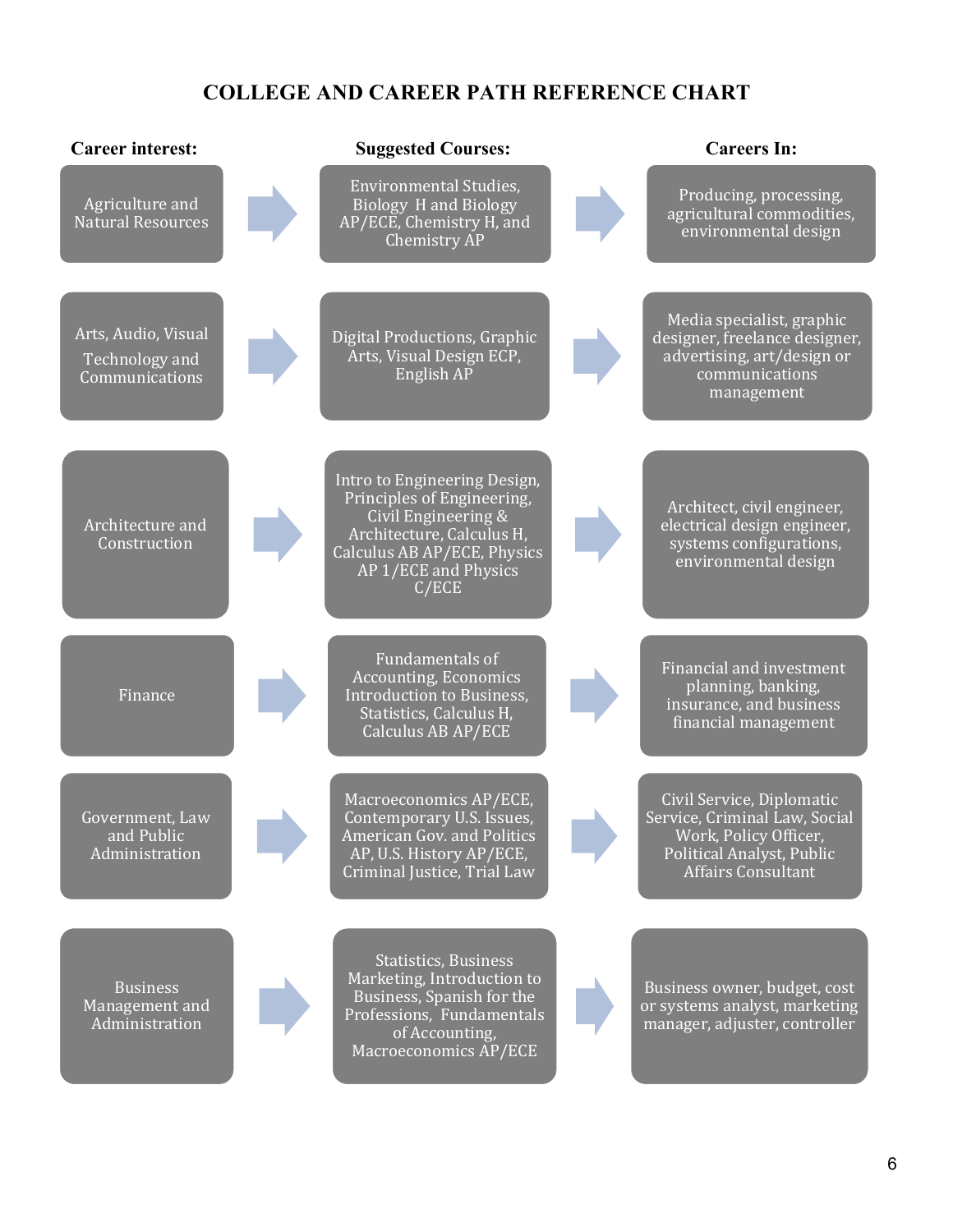# COLLEGE AND CAREER PATH REFERENCE CHART

| Career interest: | Suggested Courses: | Careers In: |
|---|---|---|
| Agriculture and Natural Resources | Environmental Studies, Biology H and Biology AP/ECE, Chemistry H, and Chemistry AP | Producing, processing, agricultural commodities, environmental design |
| Arts, Audio, Visual Technology and Communications | Digital Productions, Graphic Arts, Visual Design ECP, English AP | Media specialist, graphic designer, freelance designer, advertising, art/design or communications management |
| Architecture and Construction | Intro to Engineering Design, Principles of Engineering, Civil Engineering & Architecture, Calculus H, Calculus AB AP/ECE, Physics AP 1/ECE and Physics C/ECE | Architect, civil engineer, electrical design engineer, systems configurations, environmental design |
| Finance | Fundamentals of Accounting, Economics Introduction to Business, Statistics, Calculus H, Calculus AB AP/ECE | Financial and investment planning, banking, insurance, and business financial management |
| Government, Law and Public Administration | Macroeconomics AP/ECE, Contemporary U.S. Issues, American Gov. and Politics AP, U.S. History AP/ECE, Criminal Justice, Trial Law | Civil Service, Diplomatic Service, Criminal Law, Social Work, Policy Officer, Political Analyst, Public Affairs Consultant |
| Business Management and Administration | Statistics, Business Marketing, Introduction to Business, Spanish for the Professions, Fundamentals of Accounting, Macroeconomics AP/ECE | Business owner, budget, cost or systems analyst, marketing manager, adjuster, controller |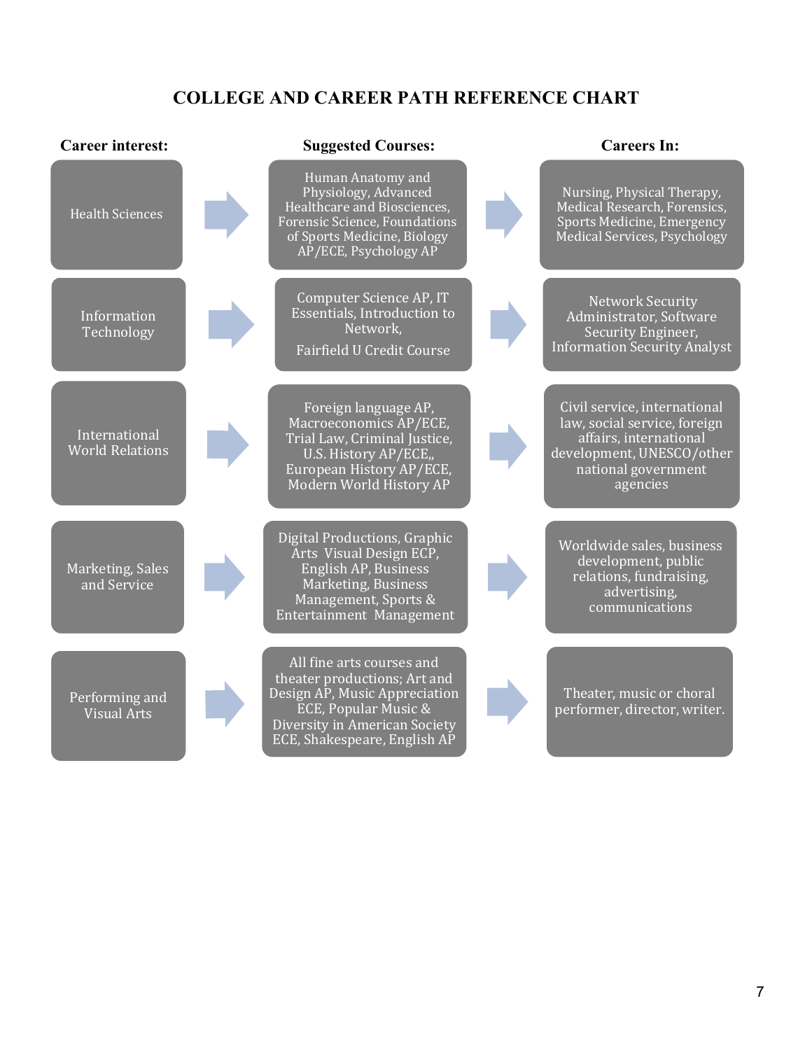# COLLEGE AND CAREER PATH REFERENCE CHART

| Career interest: | Suggested Courses: | Careers In: |
| --- | --- | --- |
| Health Sciences | Human Anatomy and Physiology, Advanced Healthcare and Biosciences, Forensic Science, Foundations of Sports Medicine, Biology AP/ECE, Psychology AP | Nursing, Physical Therapy, Medical Research, Forensics, Sports Medicine, Emergency Medical Services, Psychology |
| Information Technology | Computer Science AP, IT Essentials, Introduction to Network, Fairfield U Credit Course | Network Security Administrator, Software Security Engineer, Information Security Analyst |
| International World Relations | Foreign language AP, Macroeconomics AP/ECE, Trial Law, Criminal Justice, U.S. History AP/ECE,, European History AP/ECE, Modern World History AP | Civil service, international law, social service, foreign affairs, international development, UNESCO/other national government agencies |
| Marketing, Sales and Service | Digital Productions, Graphic Arts Visual Design ECP, English AP, Business Marketing, Business Management, Sports & Entertainment Management | Worldwide sales, business development, public relations, fundraising, advertising, communications |
| Performing and Visual Arts | All fine arts courses and theater productions; Art and Design AP, Music Appreciation ECE, Popular Music & Diversity in American Society ECE, Shakespeare, English AP | Theater, music or choral performer, director, writer. |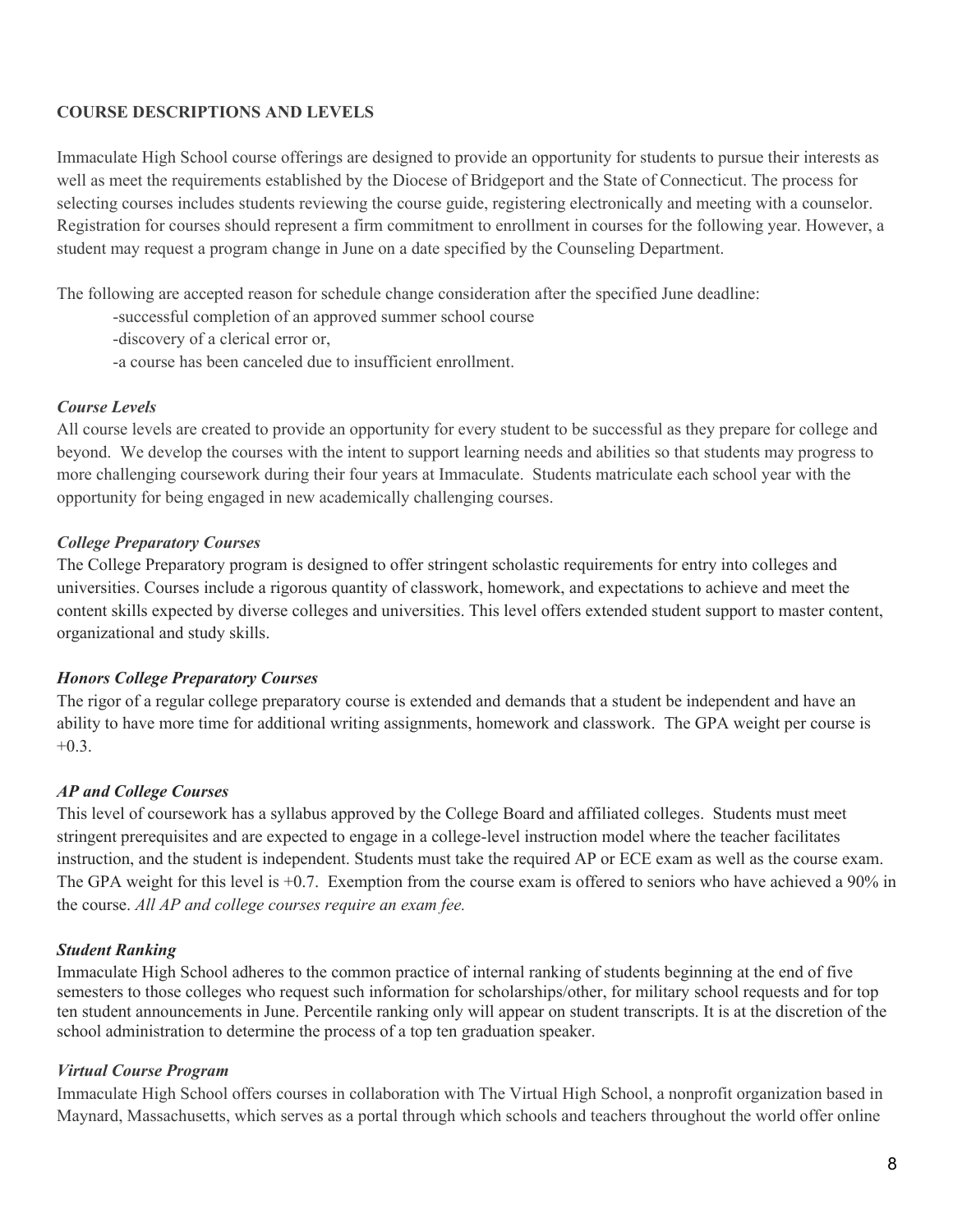**COURSE DESCRIPTIONS AND LEVELS**

Immaculate High School course offerings are designed to provide an opportunity for students to pursue their interests as well as meet the requirements established by the Diocese of Bridgeport and the State of Connecticut. The process for selecting courses includes students reviewing the course guide, registering electronically and meeting with a counselor. Registration for courses should represent a firm commitment to enrollment in courses for the following year. However, a student may request a program change in June on a date specified by the Counseling Department.

The following are accepted reason for schedule change consideration after the specified June deadline:

-successful completion of an approved summer school course
-discovery of a clerical error or,
-a course has been canceled due to insufficient enrollment.

***Course Levels***

All course levels are created to provide an opportunity for every student to be successful as they prepare for college and beyond. We develop the courses with the intent to support learning needs and abilities so that students may progress to more challenging coursework during their four years at Immaculate. Students matriculate each school year with the opportunity for being engaged in new academically challenging courses.

***College Preparatory Courses***

The College Preparatory program is designed to offer stringent scholastic requirements for entry into colleges and universities. Courses include a rigorous quantity of classwork, homework, and expectations to achieve and meet the content skills expected by diverse colleges and universities. This level offers extended student support to master content, organizational and study skills.

***Honors College Preparatory Courses***

The rigor of a regular college preparatory course is extended and demands that a student be independent and have an ability to have more time for additional writing assignments, homework and classwork. The GPA weight per course is +0.3.

***AP and College Courses***

This level of coursework has a syllabus approved by the College Board and affiliated colleges. Students must meet stringent prerequisites and are expected to engage in a college-level instruction model where the teacher facilitates instruction, and the student is independent. Students must take the required AP or ECE exam as well as the course exam. The GPA weight for this level is +0.7. Exemption from the course exam is offered to seniors who have achieved a 90% in the course. *All AP and college courses require an exam fee.*

***Student Ranking***

Immaculate High School adheres to the common practice of internal ranking of students beginning at the end of five semesters to those colleges who request such information for scholarships/other, for military school requests and for top ten student announcements in June. Percentile ranking only will appear on student transcripts. It is at the discretion of the school administration to determine the process of a top ten graduation speaker.

***Virtual Course Program***

Immaculate High School offers courses in collaboration with The Virtual High School, a nonprofit organization based in Maynard, Massachusetts, which serves as a portal through which schools and teachers throughout the world offer online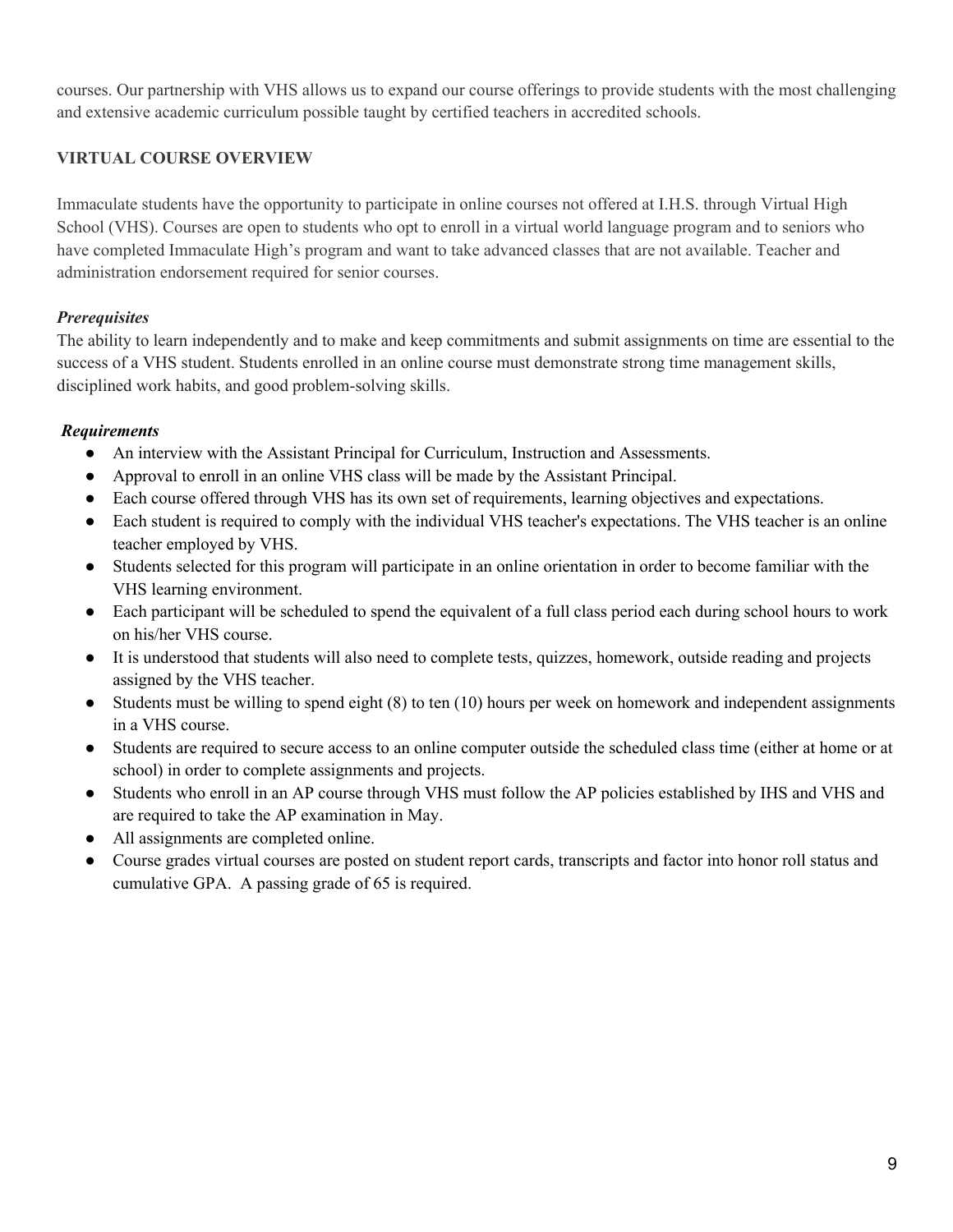courses. Our partnership with VHS allows us to expand our course offerings to provide students with the most challenging and extensive academic curriculum possible taught by certified teachers in accredited schools.

## VIRTUAL COURSE OVERVIEW

Immaculate students have the opportunity to participate in online courses not offered at I.H.S. through Virtual High School (VHS). Courses are open to students who opt to enroll in a virtual world language program and to seniors who have completed Immaculate High's program and want to take advanced classes that are not available. Teacher and administration endorsement required for senior courses.

***Prerequisites***

The ability to learn independently and to make and keep commitments and submit assignments on time are essential to the success of a VHS student. Students enrolled in an online course must demonstrate strong time management skills, disciplined work habits, and good problem-solving skills.

***Requirements***

- An interview with the Assistant Principal for Curriculum, Instruction and Assessments.
- Approval to enroll in an online VHS class will be made by the Assistant Principal.
- Each course offered through VHS has its own set of requirements, learning objectives and expectations.
- Each student is required to comply with the individual VHS teacher's expectations. The VHS teacher is an online teacher employed by VHS.
- Students selected for this program will participate in an online orientation in order to become familiar with the VHS learning environment.
- Each participant will be scheduled to spend the equivalent of a full class period each during school hours to work on his/her VHS course.
- It is understood that students will also need to complete tests, quizzes, homework, outside reading and projects assigned by the VHS teacher.
- Students must be willing to spend eight (8) to ten (10) hours per week on homework and independent assignments in a VHS course.
- Students are required to secure access to an online computer outside the scheduled class time (either at home or at school) in order to complete assignments and projects.
- Students who enroll in an AP course through VHS must follow the AP policies established by IHS and VHS and are required to take the AP examination in May.
- All assignments are completed online.
- Course grades virtual courses are posted on student report cards, transcripts and factor into honor roll status and cumulative GPA. A passing grade of 65 is required.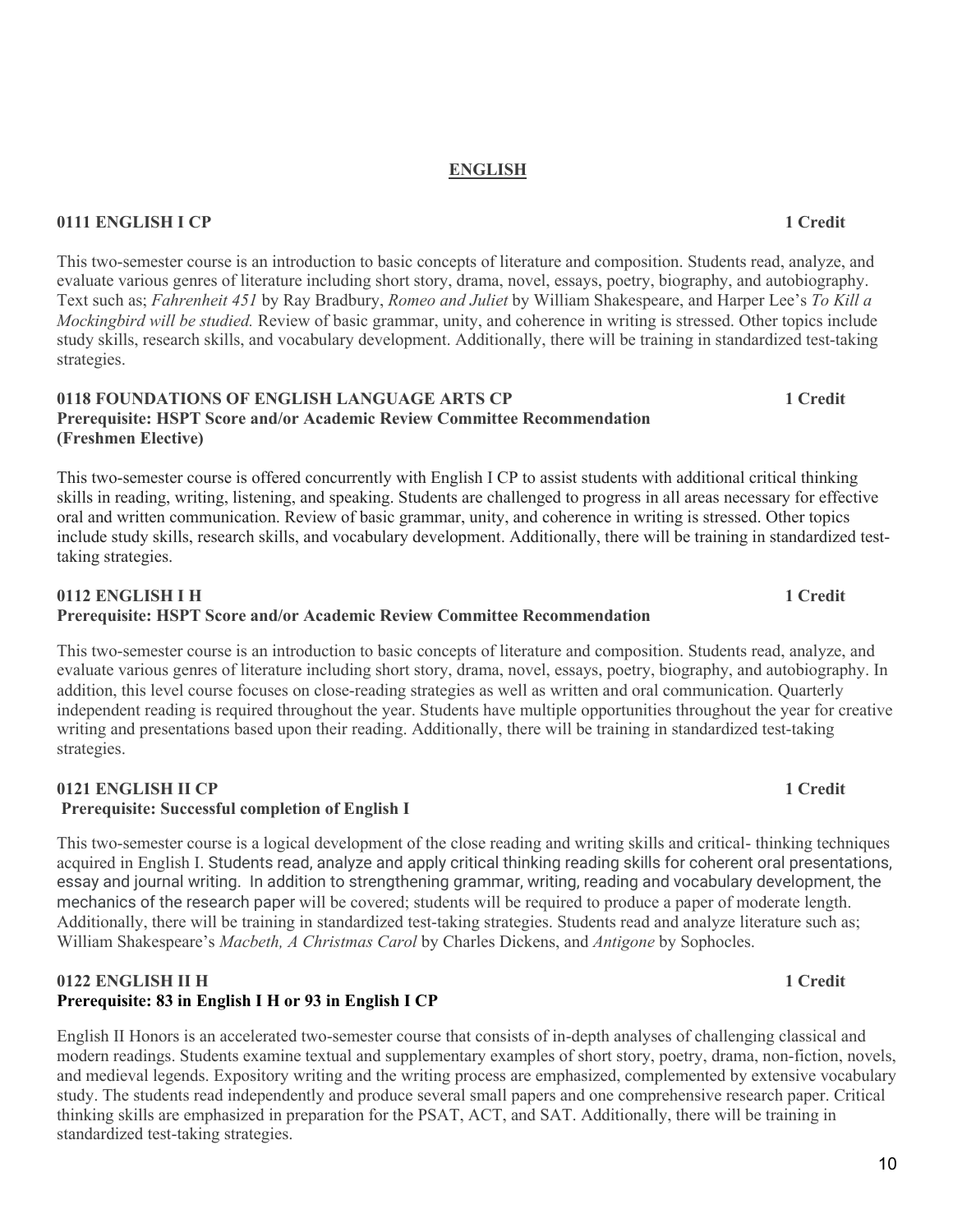## ENGLISH

### 0111 ENGLISH I CP — 1 Credit

This two-semester course is an introduction to basic concepts of literature and composition. Students read, analyze, and evaluate various genres of literature including short story, drama, novel, essays, poetry, biography, and autobiography. Text such as; *Fahrenheit 451* by Ray Bradbury, *Romeo and Juliet* by William Shakespeare, and Harper Lee's *To Kill a Mockingbird will be studied.* Review of basic grammar, unity, and coherence in writing is stressed. Other topics include study skills, research skills, and vocabulary development. Additionally, there will be training in standardized test-taking strategies.

### 0118 FOUNDATIONS OF ENGLISH LANGUAGE ARTS CP — 1 Credit

**Prerequisite: HSPT Score and/or Academic Review Committee Recommendation**
**(Freshmen Elective)**

This two-semester course is offered concurrently with English I CP to assist students with additional critical thinking skills in reading, writing, listening, and speaking. Students are challenged to progress in all areas necessary for effective oral and written communication. Review of basic grammar, unity, and coherence in writing is stressed. Other topics include study skills, research skills, and vocabulary development. Additionally, there will be training in standardized test-taking strategies.

### 0112 ENGLISH I H — 1 Credit

**Prerequisite: HSPT Score and/or Academic Review Committee Recommendation**

This two-semester course is an introduction to basic concepts of literature and composition. Students read, analyze, and evaluate various genres of literature including short story, drama, novel, essays, poetry, biography, and autobiography. In addition, this level course focuses on close-reading strategies as well as written and oral communication. Quarterly independent reading is required throughout the year. Students have multiple opportunities throughout the year for creative writing and presentations based upon their reading. Additionally, there will be training in standardized test-taking strategies.

### 0121 ENGLISH II CP — 1 Credit

**Prerequisite: Successful completion of English I**

This two-semester course is a logical development of the close reading and writing skills and critical- thinking techniques acquired in English I. Students read, analyze and apply critical thinking reading skills for coherent oral presentations, essay and journal writing. In addition to strengthening grammar, writing, reading and vocabulary development, the mechanics of the research paper will be covered; students will be required to produce a paper of moderate length. Additionally, there will be training in standardized test-taking strategies. Students read and analyze literature such as; William Shakespeare's *Macbeth, A Christmas Carol* by Charles Dickens, and *Antigone* by Sophocles.

### 0122 ENGLISH II H — 1 Credit

**Prerequisite: 83 in English I H or 93 in English I CP**

English II Honors is an accelerated two-semester course that consists of in-depth analyses of challenging classical and modern readings. Students examine textual and supplementary examples of short story, poetry, drama, non-fiction, novels, and medieval legends. Expository writing and the writing process are emphasized, complemented by extensive vocabulary study. The students read independently and produce several small papers and one comprehensive research paper. Critical thinking skills are emphasized in preparation for the PSAT, ACT, and SAT. Additionally, there will be training in standardized test-taking strategies.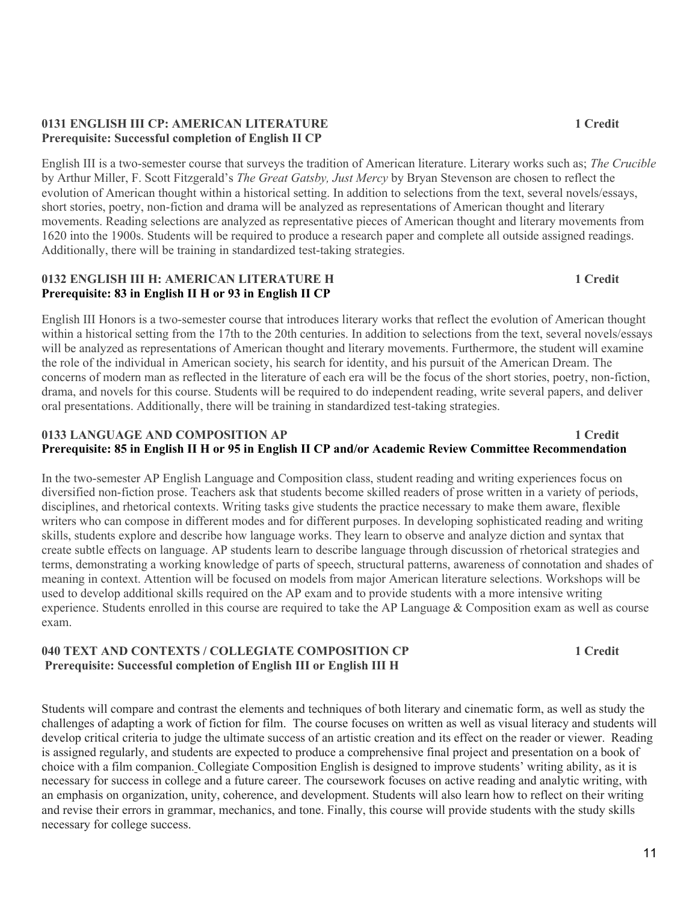**0131 ENGLISH III CP: AMERICAN LITERATURE** **1 Credit**
**Prerequisite: Successful completion of English II CP**

English III is a two-semester course that surveys the tradition of American literature. Literary works such as; *The Crucible* by Arthur Miller, F. Scott Fitzgerald's *The Great Gatsby, Just Mercy* by Bryan Stevenson are chosen to reflect the evolution of American thought within a historical setting. In addition to selections from the text, several novels/essays, short stories, poetry, non-fiction and drama will be analyzed as representations of American thought and literary movements. Reading selections are analyzed as representative pieces of American thought and literary movements from 1620 into the 1900s. Students will be required to produce a research paper and complete all outside assigned readings. Additionally, there will be training in standardized test-taking strategies.

**0132 ENGLISH III H: AMERICAN LITERATURE H** **1 Credit**
**Prerequisite: 83 in English II H or 93 in English II CP**

English III Honors is a two-semester course that introduces literary works that reflect the evolution of American thought within a historical setting from the 17th to the 20th centuries. In addition to selections from the text, several novels/essays will be analyzed as representations of American thought and literary movements. Furthermore, the student will examine the role of the individual in American society, his search for identity, and his pursuit of the American Dream. The concerns of modern man as reflected in the literature of each era will be the focus of the short stories, poetry, non-fiction, drama, and novels for this course. Students will be required to do independent reading, write several papers, and deliver oral presentations. Additionally, there will be training in standardized test-taking strategies.

**0133 LANGUAGE AND COMPOSITION AP** **1 Credit**
**Prerequisite: 85 in English II H or 95 in English II CP and/or Academic Review Committee Recommendation**

In the two-semester AP English Language and Composition class, student reading and writing experiences focus on diversified non-fiction prose. Teachers ask that students become skilled readers of prose written in a variety of periods, disciplines, and rhetorical contexts. Writing tasks give students the practice necessary to make them aware, flexible writers who can compose in different modes and for different purposes. In developing sophisticated reading and writing skills, students explore and describe how language works. They learn to observe and analyze diction and syntax that create subtle effects on language. AP students learn to describe language through discussion of rhetorical strategies and terms, demonstrating a working knowledge of parts of speech, structural patterns, awareness of connotation and shades of meaning in context. Attention will be focused on models from major American literature selections. Workshops will be used to develop additional skills required on the AP exam and to provide students with a more intensive writing experience. Students enrolled in this course are required to take the AP Language & Composition exam as well as course exam.

**040 TEXT AND CONTEXTS / COLLEGIATE COMPOSITION CP** **1 Credit**
**Prerequisite: Successful completion of English III or English III H**

Students will compare and contrast the elements and techniques of both literary and cinematic form, as well as study the challenges of adapting a work of fiction for film. The course focuses on written as well as visual literacy and students will develop critical criteria to judge the ultimate success of an artistic creation and its effect on the reader or viewer. Reading is assigned regularly, and students are expected to produce a comprehensive final project and presentation on a book of choice with a film companion. Collegiate Composition English is designed to improve students' writing ability, as it is necessary for success in college and a future career. The coursework focuses on active reading and analytic writing, with an emphasis on organization, unity, coherence, and development. Students will also learn how to reflect on their writing and revise their errors in grammar, mechanics, and tone. Finally, this course will provide students with the study skills necessary for college success.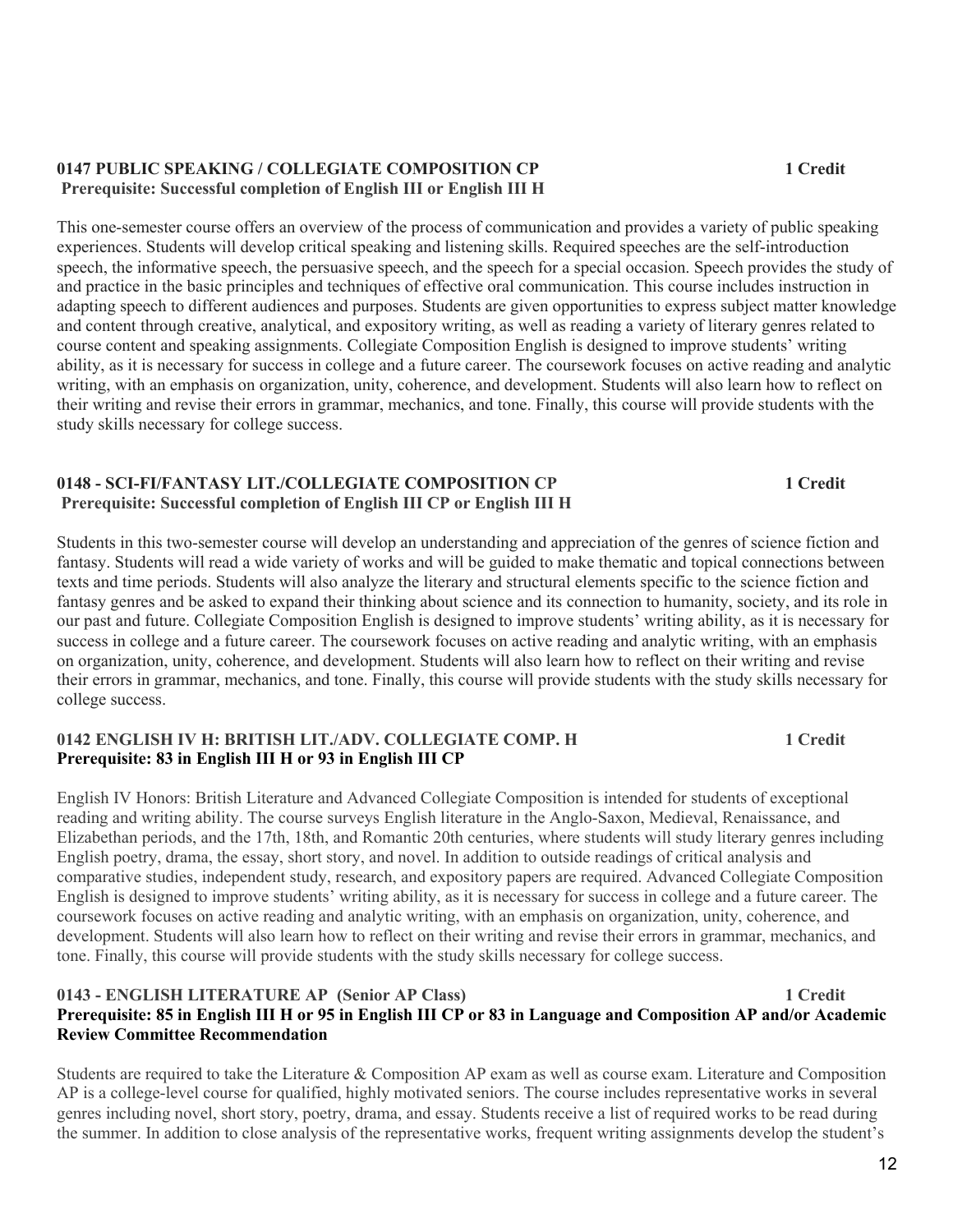**0147 PUBLIC SPEAKING / COLLEGIATE COMPOSITION CP** **1 Credit**
**Prerequisite: Successful completion of English III or English III H**

This one-semester course offers an overview of the process of communication and provides a variety of public speaking experiences. Students will develop critical speaking and listening skills. Required speeches are the self-introduction speech, the informative speech, the persuasive speech, and the speech for a special occasion. Speech provides the study of and practice in the basic principles and techniques of effective oral communication. This course includes instruction in adapting speech to different audiences and purposes. Students are given opportunities to express subject matter knowledge and content through creative, analytical, and expository writing, as well as reading a variety of literary genres related to course content and speaking assignments. Collegiate Composition English is designed to improve students' writing ability, as it is necessary for success in college and a future career. The coursework focuses on active reading and analytic writing, with an emphasis on organization, unity, coherence, and development. Students will also learn how to reflect on their writing and revise their errors in grammar, mechanics, and tone. Finally, this course will provide students with the study skills necessary for college success.

**0148 - SCI-FI/FANTASY LIT./COLLEGIATE COMPOSITION CP** **1 Credit**
**Prerequisite: Successful completion of English III CP or English III H**

Students in this two-semester course will develop an understanding and appreciation of the genres of science fiction and fantasy. Students will read a wide variety of works and will be guided to make thematic and topical connections between texts and time periods. Students will also analyze the literary and structural elements specific to the science fiction and fantasy genres and be asked to expand their thinking about science and its connection to humanity, society, and its role in our past and future. Collegiate Composition English is designed to improve students' writing ability, as it is necessary for success in college and a future career. The coursework focuses on active reading and analytic writing, with an emphasis on organization, unity, coherence, and development. Students will also learn how to reflect on their writing and revise their errors in grammar, mechanics, and tone. Finally, this course will provide students with the study skills necessary for college success.

**0142 ENGLISH IV H: BRITISH LIT./ADV. COLLEGIATE COMP. H** **1 Credit**
**Prerequisite: 83 in English III H or 93 in English III CP**

English IV Honors: British Literature and Advanced Collegiate Composition is intended for students of exceptional reading and writing ability. The course surveys English literature in the Anglo-Saxon, Medieval, Renaissance, and Elizabethan periods, and the 17th, 18th, and Romantic 20th centuries, where students will study literary genres including English poetry, drama, the essay, short story, and novel. In addition to outside readings of critical analysis and comparative studies, independent study, research, and expository papers are required. Advanced Collegiate Composition English is designed to improve students' writing ability, as it is necessary for success in college and a future career. The coursework focuses on active reading and analytic writing, with an emphasis on organization, unity, coherence, and development. Students will also learn how to reflect on their writing and revise their errors in grammar, mechanics, and tone. Finally, this course will provide students with the study skills necessary for college success.

**0143 - ENGLISH LITERATURE AP (Senior AP Class)** **1 Credit**
**Prerequisite: 85 in English III H or 95 in English III CP or 83 in Language and Composition AP and/or Academic Review Committee Recommendation**

Students are required to take the Literature & Composition AP exam as well as course exam. Literature and Composition AP is a college-level course for qualified, highly motivated seniors. The course includes representative works in several genres including novel, short story, poetry, drama, and essay. Students receive a list of required works to be read during the summer. In addition to close analysis of the representative works, frequent writing assignments develop the student's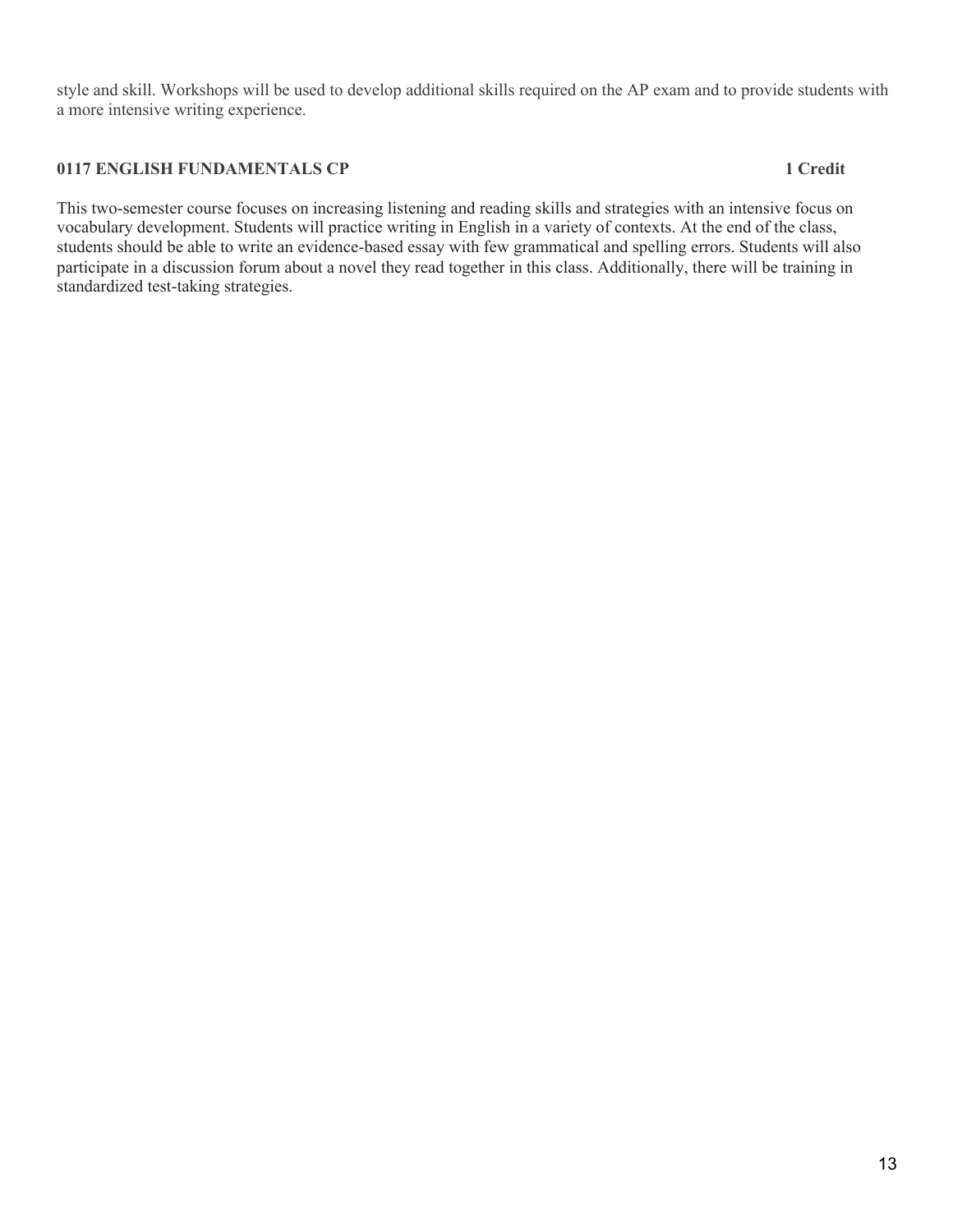style and skill. Workshops will be used to develop additional skills required on the AP exam and to provide students with a more intensive writing experience.

**0117 ENGLISH FUNDAMENTALS CP** **1 Credit**

This two-semester course focuses on increasing listening and reading skills and strategies with an intensive focus on vocabulary development. Students will practice writing in English in a variety of contexts. At the end of the class, students should be able to write an evidence-based essay with few grammatical and spelling errors. Students will also participate in a discussion forum about a novel they read together in this class. Additionally, there will be training in standardized test-taking strategies.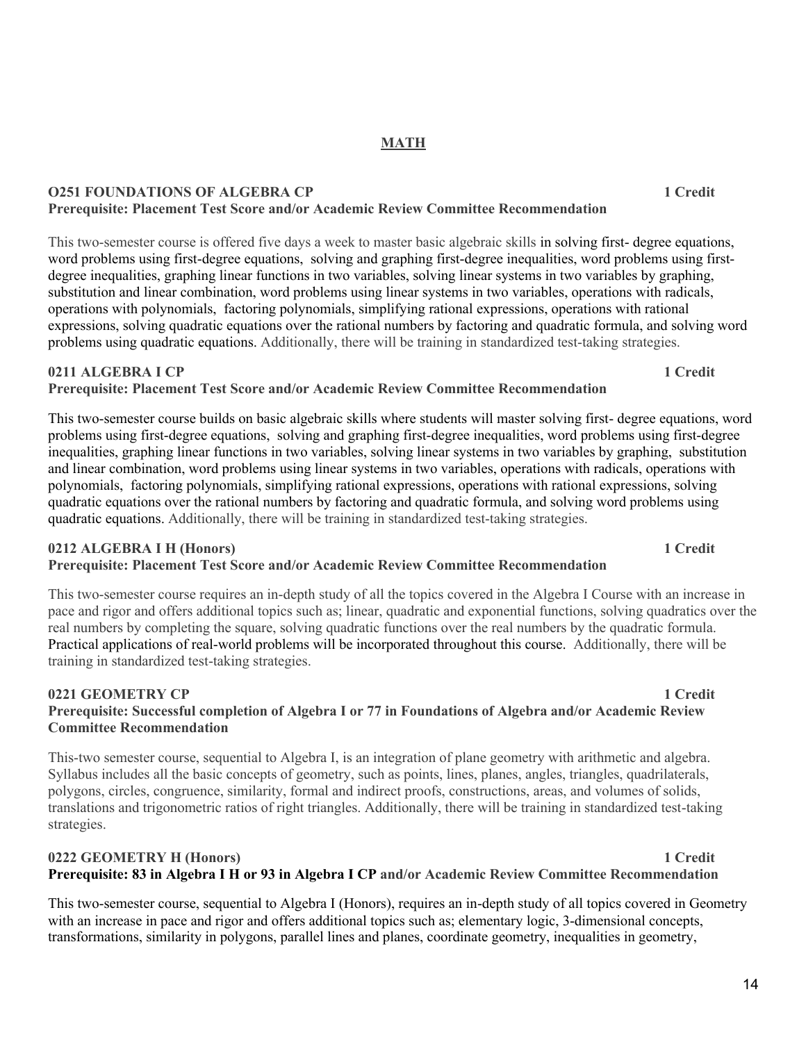## MATH

**O251 FOUNDATIONS OF ALGEBRA CP** **1 Credit**
**Prerequisite: Placement Test Score and/or Academic Review Committee Recommendation**

This two-semester course is offered five days a week to master basic algebraic skills in solving first- degree equations, word problems using first-degree equations, solving and graphing first-degree inequalities, word problems using first-degree inequalities, graphing linear functions in two variables, solving linear systems in two variables by graphing, substitution and linear combination, word problems using linear systems in two variables, operations with radicals, operations with polynomials, factoring polynomials, simplifying rational expressions, operations with rational expressions, solving quadratic equations over the rational numbers by factoring and quadratic formula, and solving word problems using quadratic equations. Additionally, there will be training in standardized test-taking strategies.

**0211 ALGEBRA I CP** **1 Credit**
**Prerequisite: Placement Test Score and/or Academic Review Committee Recommendation**

This two-semester course builds on basic algebraic skills where students will master solving first- degree equations, word problems using first-degree equations, solving and graphing first-degree inequalities, word problems using first-degree inequalities, graphing linear functions in two variables, solving linear systems in two variables by graphing, substitution and linear combination, word problems using linear systems in two variables, operations with radicals, operations with polynomials, factoring polynomials, simplifying rational expressions, operations with rational expressions, solving quadratic equations over the rational numbers by factoring and quadratic formula, and solving word problems using quadratic equations. Additionally, there will be training in standardized test-taking strategies.

**0212 ALGEBRA I H (Honors)** **1 Credit**
**Prerequisite: Placement Test Score and/or Academic Review Committee Recommendation**

This two-semester course requires an in-depth study of all the topics covered in the Algebra I Course with an increase in pace and rigor and offers additional topics such as; linear, quadratic and exponential functions, solving quadratics over the real numbers by completing the square, solving quadratic functions over the real numbers by the quadratic formula. Practical applications of real-world problems will be incorporated throughout this course. Additionally, there will be training in standardized test-taking strategies.

**0221 GEOMETRY CP** **1 Credit**
**Prerequisite: Successful completion of Algebra I or 77 in Foundations of Algebra and/or Academic Review Committee Recommendation**

This-two semester course, sequential to Algebra I, is an integration of plane geometry with arithmetic and algebra. Syllabus includes all the basic concepts of geometry, such as points, lines, planes, angles, triangles, quadrilaterals, polygons, circles, congruence, similarity, formal and indirect proofs, constructions, areas, and volumes of solids, translations and trigonometric ratios of right triangles. Additionally, there will be training in standardized test-taking strategies.

**0222 GEOMETRY H (Honors)** **1 Credit**
**Prerequisite: 83 in Algebra I H or 93 in Algebra I CP and/or Academic Review Committee Recommendation**

This two-semester course, sequential to Algebra I (Honors), requires an in-depth study of all topics covered in Geometry with an increase in pace and rigor and offers additional topics such as; elementary logic, 3-dimensional concepts, transformations, similarity in polygons, parallel lines and planes, coordinate geometry, inequalities in geometry,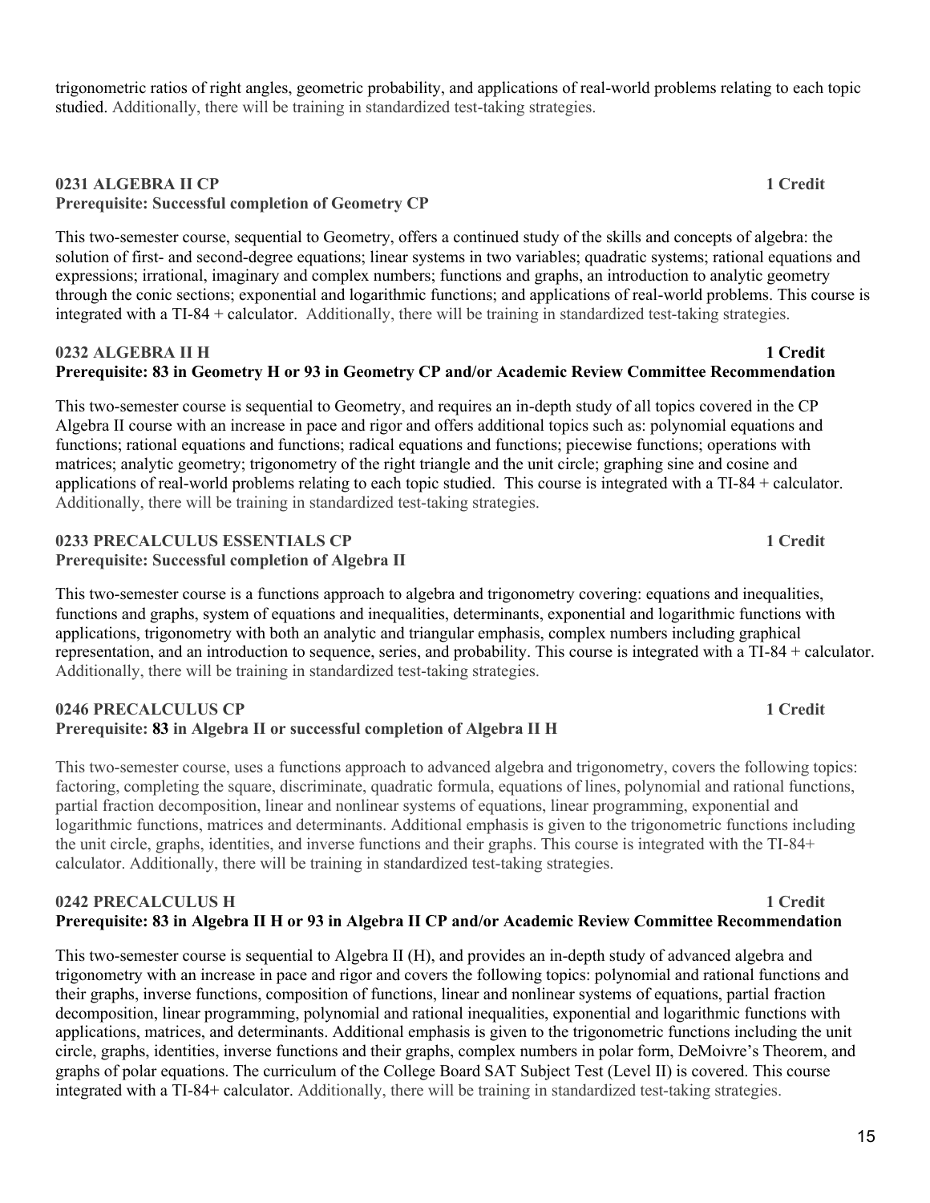trigonometric ratios of right angles, geometric probability, and applications of real-world problems relating to each topic studied. Additionally, there will be training in standardized test-taking strategies.

### 0231 ALGEBRA II CP — 1 Credit
**Prerequisite: Successful completion of Geometry CP**

This two-semester course, sequential to Geometry, offers a continued study of the skills and concepts of algebra: the solution of first- and second-degree equations; linear systems in two variables; quadratic systems; rational equations and expressions; irrational, imaginary and complex numbers; functions and graphs, an introduction to analytic geometry through the conic sections; exponential and logarithmic functions; and applications of real-world problems. This course is integrated with a TI-84 + calculator. Additionally, there will be training in standardized test-taking strategies.

### 0232 ALGEBRA II H — 1 Credit
**Prerequisite: 83 in Geometry H or 93 in Geometry CP and/or Academic Review Committee Recommendation**

This two-semester course is sequential to Geometry, and requires an in-depth study of all topics covered in the CP Algebra II course with an increase in pace and rigor and offers additional topics such as: polynomial equations and functions; rational equations and functions; radical equations and functions; piecewise functions; operations with matrices; analytic geometry; trigonometry of the right triangle and the unit circle; graphing sine and cosine and applications of real-world problems relating to each topic studied. This course is integrated with a TI-84 + calculator. Additionally, there will be training in standardized test-taking strategies.

### 0233 PRECALCULUS ESSENTIALS CP — 1 Credit
**Prerequisite: Successful completion of Algebra II**

This two-semester course is a functions approach to algebra and trigonometry covering: equations and inequalities, functions and graphs, system of equations and inequalities, determinants, exponential and logarithmic functions with applications, trigonometry with both an analytic and triangular emphasis, complex numbers including graphical representation, and an introduction to sequence, series, and probability. This course is integrated with a TI-84 + calculator. Additionally, there will be training in standardized test-taking strategies.

### 0246 PRECALCULUS CP — 1 Credit
**Prerequisite: 83 in Algebra II or successful completion of Algebra II H**

This two-semester course, uses a functions approach to advanced algebra and trigonometry, covers the following topics: factoring, completing the square, discriminate, quadratic formula, equations of lines, polynomial and rational functions, partial fraction decomposition, linear and nonlinear systems of equations, linear programming, exponential and logarithmic functions, matrices and determinants. Additional emphasis is given to the trigonometric functions including the unit circle, graphs, identities, and inverse functions and their graphs. This course is integrated with the TI-84+ calculator. Additionally, there will be training in standardized test-taking strategies.

### 0242 PRECALCULUS H — 1 Credit
**Prerequisite: 83 in Algebra II H or 93 in Algebra II CP and/or Academic Review Committee Recommendation**

This two-semester course is sequential to Algebra II (H), and provides an in-depth study of advanced algebra and trigonometry with an increase in pace and rigor and covers the following topics: polynomial and rational functions and their graphs, inverse functions, composition of functions, linear and nonlinear systems of equations, partial fraction decomposition, linear programming, polynomial and rational inequalities, exponential and logarithmic functions with applications, matrices, and determinants. Additional emphasis is given to the trigonometric functions including the unit circle, graphs, identities, inverse functions and their graphs, complex numbers in polar form, DeMoivre's Theorem, and graphs of polar equations. The curriculum of the College Board SAT Subject Test (Level II) is covered. This course integrated with a TI-84+ calculator. Additionally, there will be training in standardized test-taking strategies.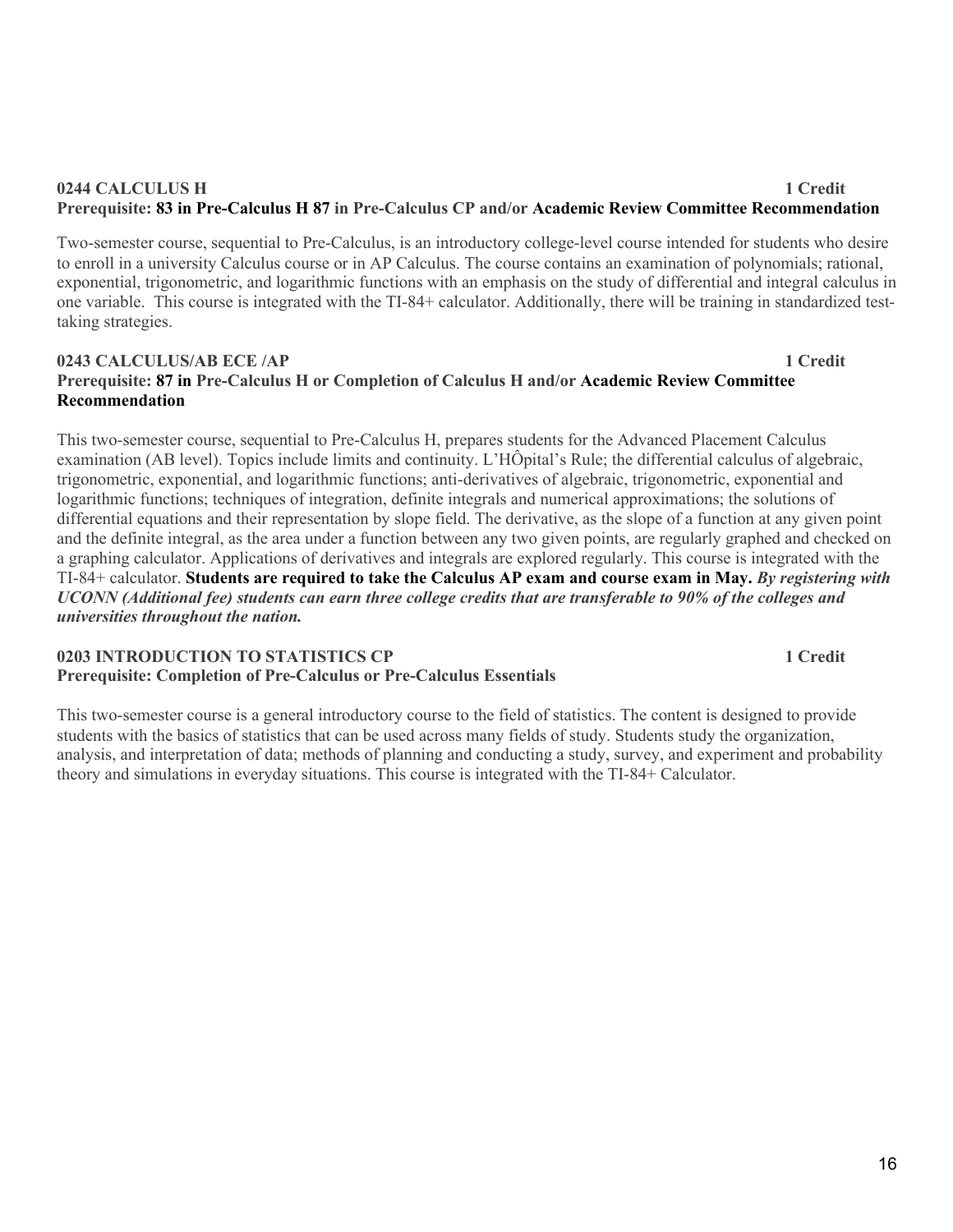### 0244 CALCULUS H **1 Credit**

**Prerequisite: 83 in Pre-Calculus H 87 in Pre-Calculus CP and/or Academic Review Committee Recommendation**

Two-semester course, sequential to Pre-Calculus, is an introductory college-level course intended for students who desire to enroll in a university Calculus course or in AP Calculus. The course contains an examination of polynomials; rational, exponential, trigonometric, and logarithmic functions with an emphasis on the study of differential and integral calculus in one variable. This course is integrated with the TI-84+ calculator. Additionally, there will be training in standardized test-taking strategies.

### 0243 CALCULUS/AB ECE /AP **1 Credit**

**Prerequisite: 87 in Pre-Calculus H or Completion of Calculus H and/or Academic Review Committee Recommendation**

This two-semester course, sequential to Pre-Calculus H, prepares students for the Advanced Placement Calculus examination (AB level). Topics include limits and continuity. L'HÔpital's Rule; the differential calculus of algebraic, trigonometric, exponential, and logarithmic functions; anti-derivatives of algebraic, trigonometric, exponential and logarithmic functions; techniques of integration, definite integrals and numerical approximations; the solutions of differential equations and their representation by slope field. The derivative, as the slope of a function at any given point and the definite integral, as the area under a function between any two given points, are regularly graphed and checked on a graphing calculator. Applications of derivatives and integrals are explored regularly. This course is integrated with the TI-84+ calculator. **Students are required to take the Calculus AP exam and course exam in May.** ***By registering with UCONN (Additional fee) students can earn three college credits that are transferable to 90% of the colleges and universities throughout the nation.***

### 0203 INTRODUCTION TO STATISTICS CP **1 Credit**

**Prerequisite: Completion of Pre-Calculus or Pre-Calculus Essentials**

This two-semester course is a general introductory course to the field of statistics. The content is designed to provide students with the basics of statistics that can be used across many fields of study. Students study the organization, analysis, and interpretation of data; methods of planning and conducting a study, survey, and experiment and probability theory and simulations in everyday situations. This course is integrated with the TI-84+ Calculator.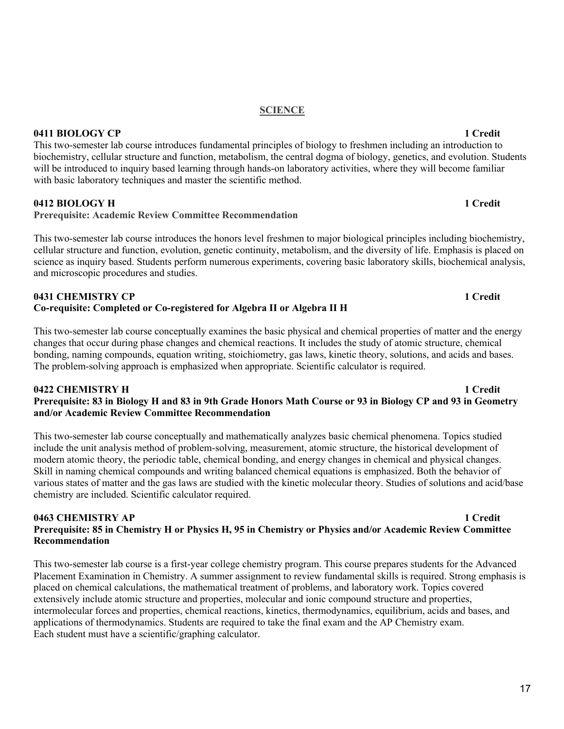## SCIENCE

**0411 BIOLOGY CP** **1 Credit**

This two-semester lab course introduces fundamental principles of biology to freshmen including an introduction to biochemistry, cellular structure and function, metabolism, the central dogma of biology, genetics, and evolution. Students will be introduced to inquiry based learning through hands-on laboratory activities, where they will become familiar with basic laboratory techniques and master the scientific method.

**0412 BIOLOGY H** **1 Credit**

**Prerequisite: Academic Review Committee Recommendation**

This two-semester lab course introduces the honors level freshmen to major biological principles including biochemistry, cellular structure and function, evolution, genetic continuity, metabolism, and the diversity of life. Emphasis is placed on science as inquiry based. Students perform numerous experiments, covering basic laboratory skills, biochemical analysis, and microscopic procedures and studies.

**0431 CHEMISTRY CP** **1 Credit**

**Co-requisite: Completed or Co-registered for Algebra II or Algebra II H**

This two-semester lab course conceptually examines the basic physical and chemical properties of matter and the energy changes that occur during phase changes and chemical reactions. It includes the study of atomic structure, chemical bonding, naming compounds, equation writing, stoichiometry, gas laws, kinetic theory, solutions, and acids and bases. The problem-solving approach is emphasized when appropriate. Scientific calculator is required.

**0422 CHEMISTRY H** **1 Credit**

**Prerequisite: 83 in Biology H and 83 in 9th Grade Honors Math Course or 93 in Biology CP and 93 in Geometry and/or Academic Review Committee Recommendation**

This two-semester lab course conceptually and mathematically analyzes basic chemical phenomena. Topics studied include the unit analysis method of problem-solving, measurement, atomic structure, the historical development of modern atomic theory, the periodic table, chemical bonding, and energy changes in chemical and physical changes. Skill in naming chemical compounds and writing balanced chemical equations is emphasized. Both the behavior of various states of matter and the gas laws are studied with the kinetic molecular theory. Studies of solutions and acid/base chemistry are included. Scientific calculator required.

**0463 CHEMISTRY AP** **1 Credit**

**Prerequisite: 85 in Chemistry H or Physics H, 95 in Chemistry or Physics and/or Academic Review Committee Recommendation**

This two-semester lab course is a first-year college chemistry program. This course prepares students for the Advanced Placement Examination in Chemistry. A summer assignment to review fundamental skills is required. Strong emphasis is placed on chemical calculations, the mathematical treatment of problems, and laboratory work. Topics covered extensively include atomic structure and properties, molecular and ionic compound structure and properties, intermolecular forces and properties, chemical reactions, kinetics, thermodynamics, equilibrium, acids and bases, and applications of thermodynamics. Students are required to take the final exam and the AP Chemistry exam.
Each student must have a scientific/graphing calculator.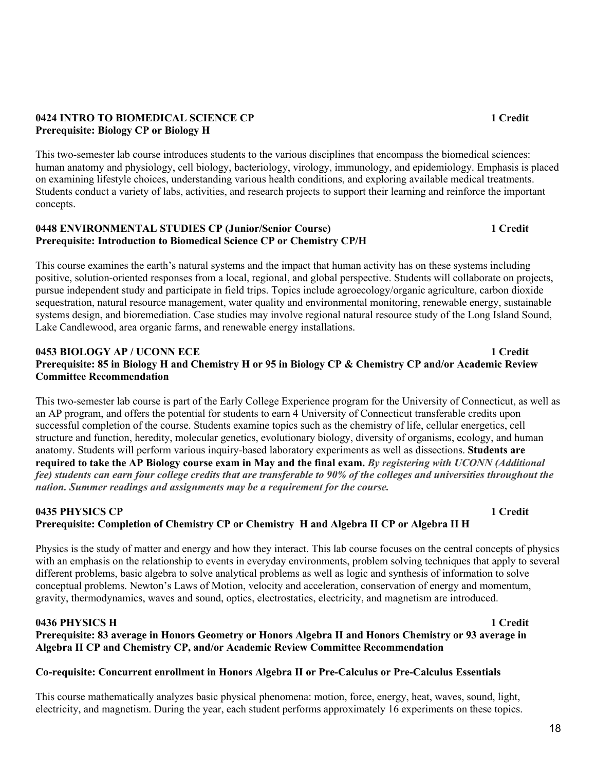**0424 INTRO TO BIOMEDICAL SCIENCE CP** **1 Credit**
**Prerequisite: Biology CP or Biology H**

This two-semester lab course introduces students to the various disciplines that encompass the biomedical sciences: human anatomy and physiology, cell biology, bacteriology, virology, immunology, and epidemiology. Emphasis is placed on examining lifestyle choices, understanding various health conditions, and exploring available medical treatments. Students conduct a variety of labs, activities, and research projects to support their learning and reinforce the important concepts.

**0448 ENVIRONMENTAL STUDIES CP (Junior/Senior Course)** **1 Credit**
**Prerequisite: Introduction to Biomedical Science CP or Chemistry CP/H**

This course examines the earth's natural systems and the impact that human activity has on these systems including positive, solution-oriented responses from a local, regional, and global perspective. Students will collaborate on projects, pursue independent study and participate in field trips. Topics include agroecology/organic agriculture, carbon dioxide sequestration, natural resource management, water quality and environmental monitoring, renewable energy, sustainable systems design, and bioremediation. Case studies may involve regional natural resource study of the Long Island Sound, Lake Candlewood, area organic farms, and renewable energy installations.

**0453 BIOLOGY AP / UCONN ECE** **1 Credit**
**Prerequisite: 85 in Biology H and Chemistry H or 95 in Biology CP & Chemistry CP and/or Academic Review Committee Recommendation**

This two-semester lab course is part of the Early College Experience program for the University of Connecticut, as well as an AP program, and offers the potential for students to earn 4 University of Connecticut transferable credits upon successful completion of the course. Students examine topics such as the chemistry of life, cellular energetics, cell structure and function, heredity, molecular genetics, evolutionary biology, diversity of organisms, ecology, and human anatomy. Students will perform various inquiry-based laboratory experiments as well as dissections. **Students are required to take the AP Biology course exam in May and the final exam.** ***By registering with UCONN (Additional fee) students can earn four college credits that are transferable to 90% of the colleges and universities throughout the nation. Summer readings and assignments may be a requirement for the course.***

**0435 PHYSICS CP** **1 Credit**
**Prerequisite: Completion of Chemistry CP or Chemistry H and Algebra II CP or Algebra II H**

Physics is the study of matter and energy and how they interact. This lab course focuses on the central concepts of physics with an emphasis on the relationship to events in everyday environments, problem solving techniques that apply to several different problems, basic algebra to solve analytical problems as well as logic and synthesis of information to solve conceptual problems. Newton's Laws of Motion, velocity and acceleration, conservation of energy and momentum, gravity, thermodynamics, waves and sound, optics, electrostatics, electricity, and magnetism are introduced.

**0436 PHYSICS H** **1 Credit**
**Prerequisite: 83 average in Honors Geometry or Honors Algebra II and Honors Chemistry or 93 average in Algebra II CP and Chemistry CP, and/or Academic Review Committee Recommendation**

**Co-requisite: Concurrent enrollment in Honors Algebra II or Pre-Calculus or Pre-Calculus Essentials**

This course mathematically analyzes basic physical phenomena: motion, force, energy, heat, waves, sound, light, electricity, and magnetism. During the year, each student performs approximately 16 experiments on these topics.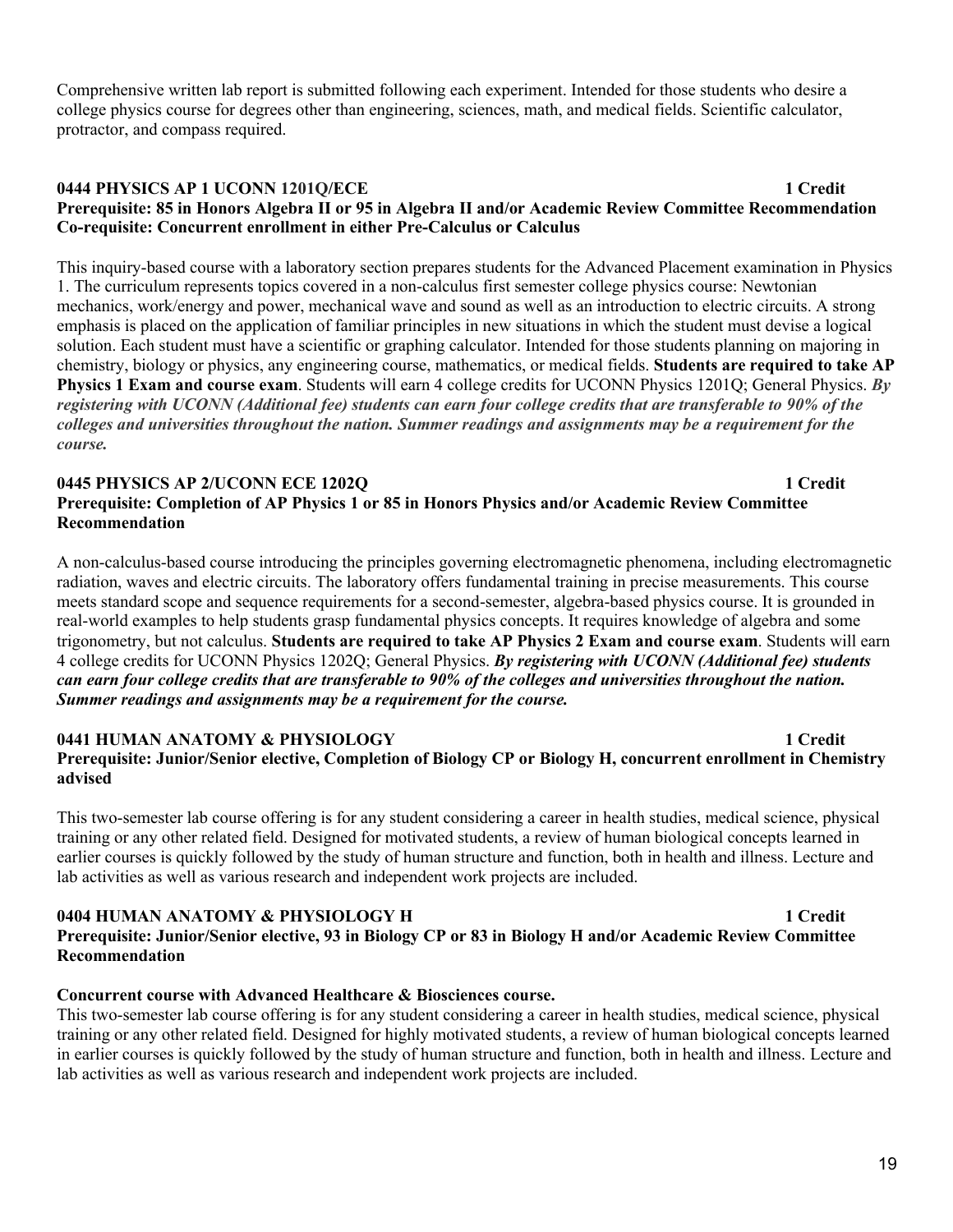Comprehensive written lab report is submitted following each experiment. Intended for those students who desire a college physics course for degrees other than engineering, sciences, math, and medical fields. Scientific calculator, protractor, and compass required.

**0444 PHYSICS AP 1 UCONN 1201Q/ECE 1 Credit**
**Prerequisite: 85 in Honors Algebra II or 95 in Algebra II and/or Academic Review Committee Recommendation**
**Co-requisite: Concurrent enrollment in either Pre-Calculus or Calculus**

This inquiry-based course with a laboratory section prepares students for the Advanced Placement examination in Physics 1. The curriculum represents topics covered in a non-calculus first semester college physics course: Newtonian mechanics, work/energy and power, mechanical wave and sound as well as an introduction to electric circuits. A strong emphasis is placed on the application of familiar principles in new situations in which the student must devise a logical solution. Each student must have a scientific or graphing calculator. Intended for those students planning on majoring in chemistry, biology or physics, any engineering course, mathematics, or medical fields. **Students are required to take AP Physics 1 Exam and course exam**. Students will earn 4 college credits for UCONN Physics 1201Q; General Physics. ***By registering with UCONN (Additional fee) students can earn four college credits that are transferable to 90% of the colleges and universities throughout the nation. Summer readings and assignments may be a requirement for the course.***

**0445 PHYSICS AP 2/UCONN ECE 1202Q 1 Credit**
**Prerequisite: Completion of AP Physics 1 or 85 in Honors Physics and/or Academic Review Committee Recommendation**

A non-calculus-based course introducing the principles governing electromagnetic phenomena, including electromagnetic radiation, waves and electric circuits. The laboratory offers fundamental training in precise measurements. This course meets standard scope and sequence requirements for a second-semester, algebra-based physics course. It is grounded in real-world examples to help students grasp fundamental physics concepts. It requires knowledge of algebra and some trigonometry, but not calculus. **Students are required to take AP Physics 2 Exam and course exam**. Students will earn 4 college credits for UCONN Physics 1202Q; General Physics. ***By registering with UCONN (Additional fee) students can earn four college credits that are transferable to 90% of the colleges and universities throughout the nation. Summer readings and assignments may be a requirement for the course.***

**0441 HUMAN ANATOMY & PHYSIOLOGY 1 Credit**
**Prerequisite: Junior/Senior elective, Completion of Biology CP or Biology H, concurrent enrollment in Chemistry advised**

This two-semester lab course offering is for any student considering a career in health studies, medical science, physical training or any other related field. Designed for motivated students, a review of human biological concepts learned in earlier courses is quickly followed by the study of human structure and function, both in health and illness. Lecture and lab activities as well as various research and independent work projects are included.

**0404 HUMAN ANATOMY & PHYSIOLOGY H 1 Credit**
**Prerequisite: Junior/Senior elective, 93 in Biology CP or 83 in Biology H and/or Academic Review Committee Recommendation**

**Concurrent course with Advanced Healthcare & Biosciences course.**
This two-semester lab course offering is for any student considering a career in health studies, medical science, physical training or any other related field. Designed for highly motivated students, a review of human biological concepts learned in earlier courses is quickly followed by the study of human structure and function, both in health and illness. Lecture and lab activities as well as various research and independent work projects are included.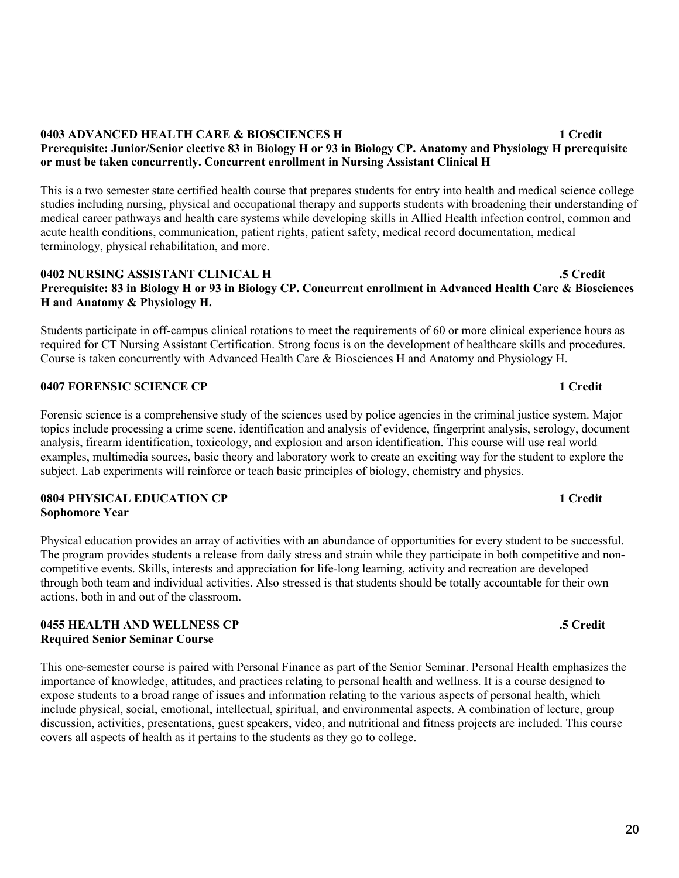### 0403 ADVANCED HEALTH CARE & BIOSCIENCES H — 1 Credit

**Prerequisite: Junior/Senior elective 83 in Biology H or 93 in Biology CP. Anatomy and Physiology H prerequisite or must be taken concurrently. Concurrent enrollment in Nursing Assistant Clinical H**

This is a two semester state certified health course that prepares students for entry into health and medical science college studies including nursing, physical and occupational therapy and supports students with broadening their understanding of medical career pathways and health care systems while developing skills in Allied Health infection control, common and acute health conditions, communication, patient rights, patient safety, medical record documentation, medical terminology, physical rehabilitation, and more.

### 0402 NURSING ASSISTANT CLINICAL H — .5 Credit

**Prerequisite: 83 in Biology H or 93 in Biology CP. Concurrent enrollment in Advanced Health Care & Biosciences H and Anatomy & Physiology H.**

Students participate in off-campus clinical rotations to meet the requirements of 60 or more clinical experience hours as required for CT Nursing Assistant Certification. Strong focus is on the development of healthcare skills and procedures. Course is taken concurrently with Advanced Health Care & Biosciences H and Anatomy and Physiology H.

### 0407 FORENSIC SCIENCE CP — 1 Credit

Forensic science is a comprehensive study of the sciences used by police agencies in the criminal justice system. Major topics include processing a crime scene, identification and analysis of evidence, fingerprint analysis, serology, document analysis, firearm identification, toxicology, and explosion and arson identification. This course will use real world examples, multimedia sources, basic theory and laboratory work to create an exciting way for the student to explore the subject. Lab experiments will reinforce or teach basic principles of biology, chemistry and physics.

### 0804 PHYSICAL EDUCATION CP — 1 Credit

**Sophomore Year**

Physical education provides an array of activities with an abundance of opportunities for every student to be successful. The program provides students a release from daily stress and strain while they participate in both competitive and non-competitive events. Skills, interests and appreciation for life-long learning, activity and recreation are developed through both team and individual activities. Also stressed is that students should be totally accountable for their own actions, both in and out of the classroom.

### 0455 HEALTH AND WELLNESS CP — .5 Credit

**Required Senior Seminar Course**

This one-semester course is paired with Personal Finance as part of the Senior Seminar. Personal Health emphasizes the importance of knowledge, attitudes, and practices relating to personal health and wellness. It is a course designed to expose students to a broad range of issues and information relating to the various aspects of personal health, which include physical, social, emotional, intellectual, spiritual, and environmental aspects. A combination of lecture, group discussion, activities, presentations, guest speakers, video, and nutritional and fitness projects are included. This course covers all aspects of health as it pertains to the students as they go to college.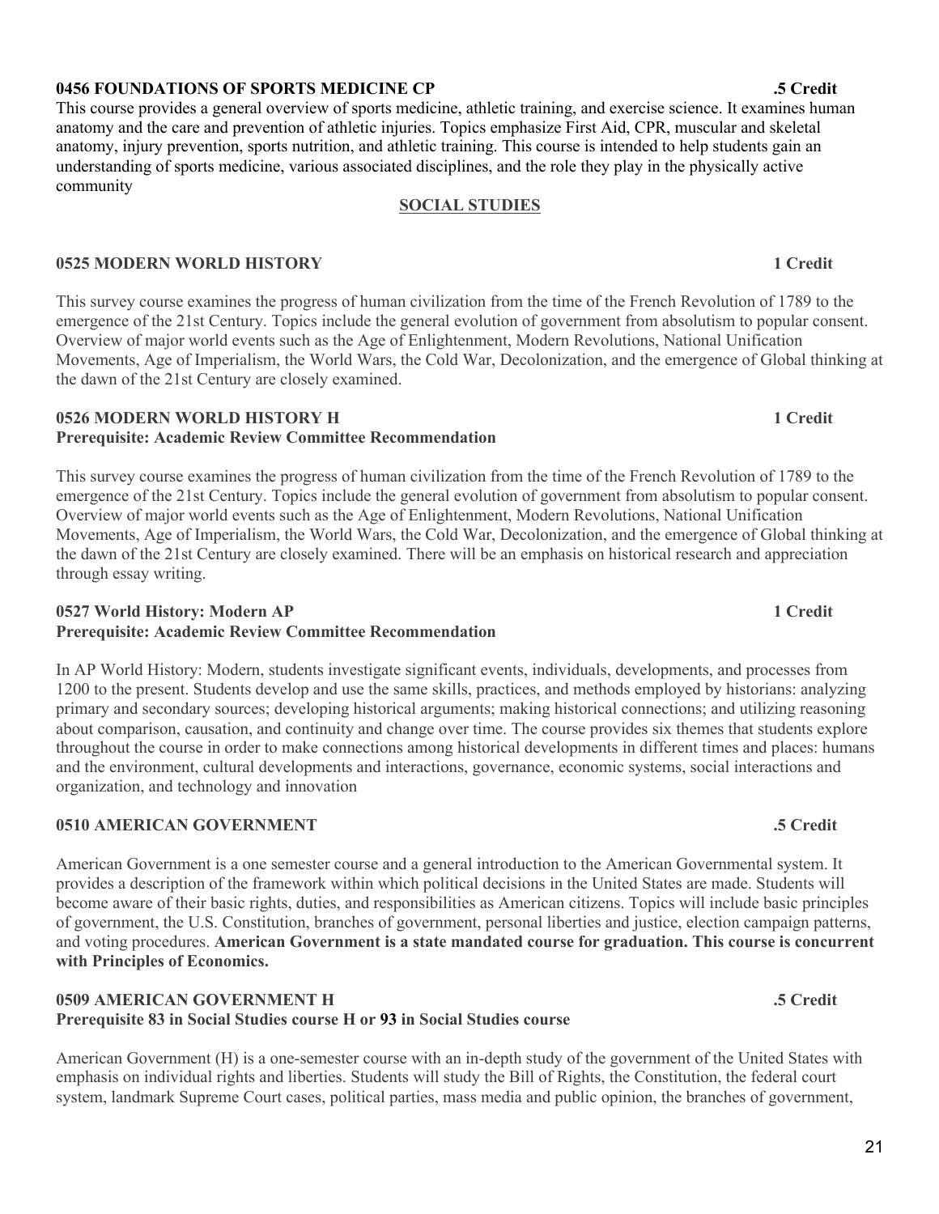**0456 FOUNDATIONS OF SPORTS MEDICINE CP** **.5 Credit**

This course provides a general overview of sports medicine, athletic training, and exercise science. It examines human anatomy and the care and prevention of athletic injuries. Topics emphasize First Aid, CPR, muscular and skeletal anatomy, injury prevention, sports nutrition, and athletic training. This course is intended to help students gain an understanding of sports medicine, various associated disciplines, and the role they play in the physically active community

## SOCIAL STUDIES

**0525 MODERN WORLD HISTORY** **1 Credit**

This survey course examines the progress of human civilization from the time of the French Revolution of 1789 to the emergence of the 21st Century. Topics include the general evolution of government from absolutism to popular consent. Overview of major world events such as the Age of Enlightenment, Modern Revolutions, National Unification Movements, Age of Imperialism, the World Wars, the Cold War, Decolonization, and the emergence of Global thinking at the dawn of the 21st Century are closely examined.

**0526 MODERN WORLD HISTORY H** **1 Credit**
**Prerequisite: Academic Review Committee Recommendation**

This survey course examines the progress of human civilization from the time of the French Revolution of 1789 to the emergence of the 21st Century. Topics include the general evolution of government from absolutism to popular consent. Overview of major world events such as the Age of Enlightenment, Modern Revolutions, National Unification Movements, Age of Imperialism, the World Wars, the Cold War, Decolonization, and the emergence of Global thinking at the dawn of the 21st Century are closely examined. There will be an emphasis on historical research and appreciation through essay writing.

**0527 World History: Modern AP** **1 Credit**
**Prerequisite: Academic Review Committee Recommendation**

In AP World History: Modern, students investigate significant events, individuals, developments, and processes from 1200 to the present. Students develop and use the same skills, practices, and methods employed by historians: analyzing primary and secondary sources; developing historical arguments; making historical connections; and utilizing reasoning about comparison, causation, and continuity and change over time. The course provides six themes that students explore throughout the course in order to make connections among historical developments in different times and places: humans and the environment, cultural developments and interactions, governance, economic systems, social interactions and organization, and technology and innovation

**0510 AMERICAN GOVERNMENT** **.5 Credit**

American Government is a one semester course and a general introduction to the American Governmental system. It provides a description of the framework within which political decisions in the United States are made. Students will become aware of their basic rights, duties, and responsibilities as American citizens. Topics will include basic principles of government, the U.S. Constitution, branches of government, personal liberties and justice, election campaign patterns, and voting procedures. **American Government is a state mandated course for graduation. This course is concurrent with Principles of Economics.**

**0509 AMERICAN GOVERNMENT H** **.5 Credit**
**Prerequisite 83 in Social Studies course H or 93 in Social Studies course**

American Government (H) is a one-semester course with an in-depth study of the government of the United States with emphasis on individual rights and liberties. Students will study the Bill of Rights, the Constitution, the federal court system, landmark Supreme Court cases, political parties, mass media and public opinion, the branches of government,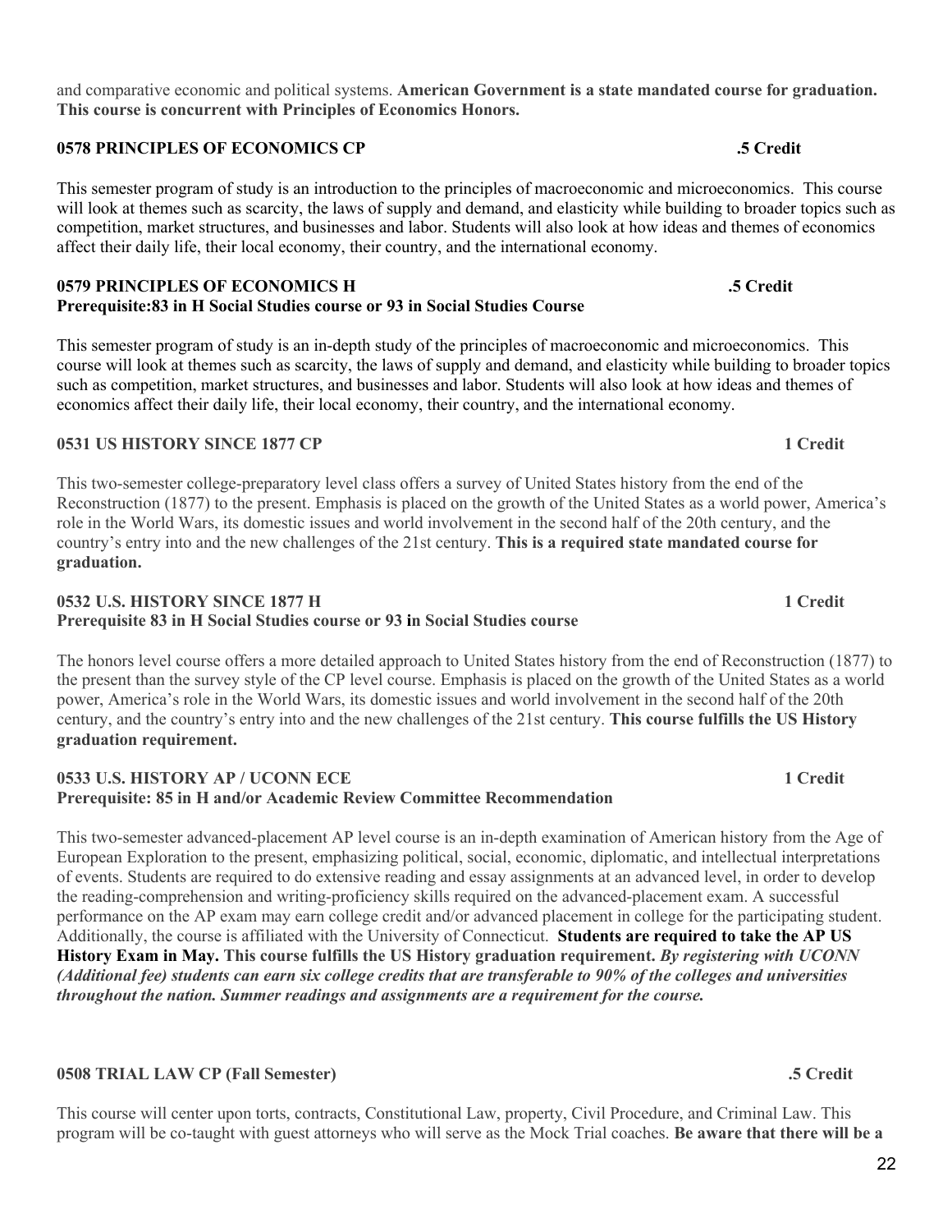and comparative economic and political systems. **American Government is a state mandated course for graduation. This course is concurrent with Principles of Economics Honors.**

**0578 PRINCIPLES OF ECONOMICS CP .5 Credit**

This semester program of study is an introduction to the principles of macroeconomic and microeconomics. This course will look at themes such as scarcity, the laws of supply and demand, and elasticity while building to broader topics such as competition, market structures, and businesses and labor. Students will also look at how ideas and themes of economics affect their daily life, their local economy, their country, and the international economy.

**0579 PRINCIPLES OF ECONOMICS H .5 Credit**
**Prerequisite:83 in H Social Studies course or 93 in Social Studies Course**

This semester program of study is an in-depth study of the principles of macroeconomic and microeconomics. This course will look at themes such as scarcity, the laws of supply and demand, and elasticity while building to broader topics such as competition, market structures, and businesses and labor. Students will also look at how ideas and themes of economics affect their daily life, their local economy, their country, and the international economy.

**0531 US HISTORY SINCE 1877 CP 1 Credit**

This two-semester college-preparatory level class offers a survey of United States history from the end of the Reconstruction (1877) to the present. Emphasis is placed on the growth of the United States as a world power, America's role in the World Wars, its domestic issues and world involvement in the second half of the 20th century, and the country's entry into and the new challenges of the 21st century. **This is a required state mandated course for graduation.**

**0532 U.S. HISTORY SINCE 1877 H 1 Credit**
**Prerequisite 83 in H Social Studies course or 93 in Social Studies course**

The honors level course offers a more detailed approach to United States history from the end of Reconstruction (1877) to the present than the survey style of the CP level course. Emphasis is placed on the growth of the United States as a world power, America's role in the World Wars, its domestic issues and world involvement in the second half of the 20th century, and the country's entry into and the new challenges of the 21st century. **This course fulfills the US History graduation requirement.**

**0533 U.S. HISTORY AP / UCONN ECE 1 Credit**
**Prerequisite: 85 in H and/or Academic Review Committee Recommendation**

This two-semester advanced-placement AP level course is an in-depth examination of American history from the Age of European Exploration to the present, emphasizing political, social, economic, diplomatic, and intellectual interpretations of events. Students are required to do extensive reading and essay assignments at an advanced level, in order to develop the reading-comprehension and writing-proficiency skills required on the advanced-placement exam. A successful performance on the AP exam may earn college credit and/or advanced placement in college for the participating student. Additionally, the course is affiliated with the University of Connecticut. **Students are required to take the AP US History Exam in May. This course fulfills the US History graduation requirement.** ***By registering with UCONN (Additional fee) students can earn six college credits that are transferable to 90% of the colleges and universities throughout the nation. Summer readings and assignments are a requirement for the course.***

**0508 TRIAL LAW CP (Fall Semester) .5 Credit**

This course will center upon torts, contracts, Constitutional Law, property, Civil Procedure, and Criminal Law. This program will be co-taught with guest attorneys who will serve as the Mock Trial coaches. **Be aware that there will be a**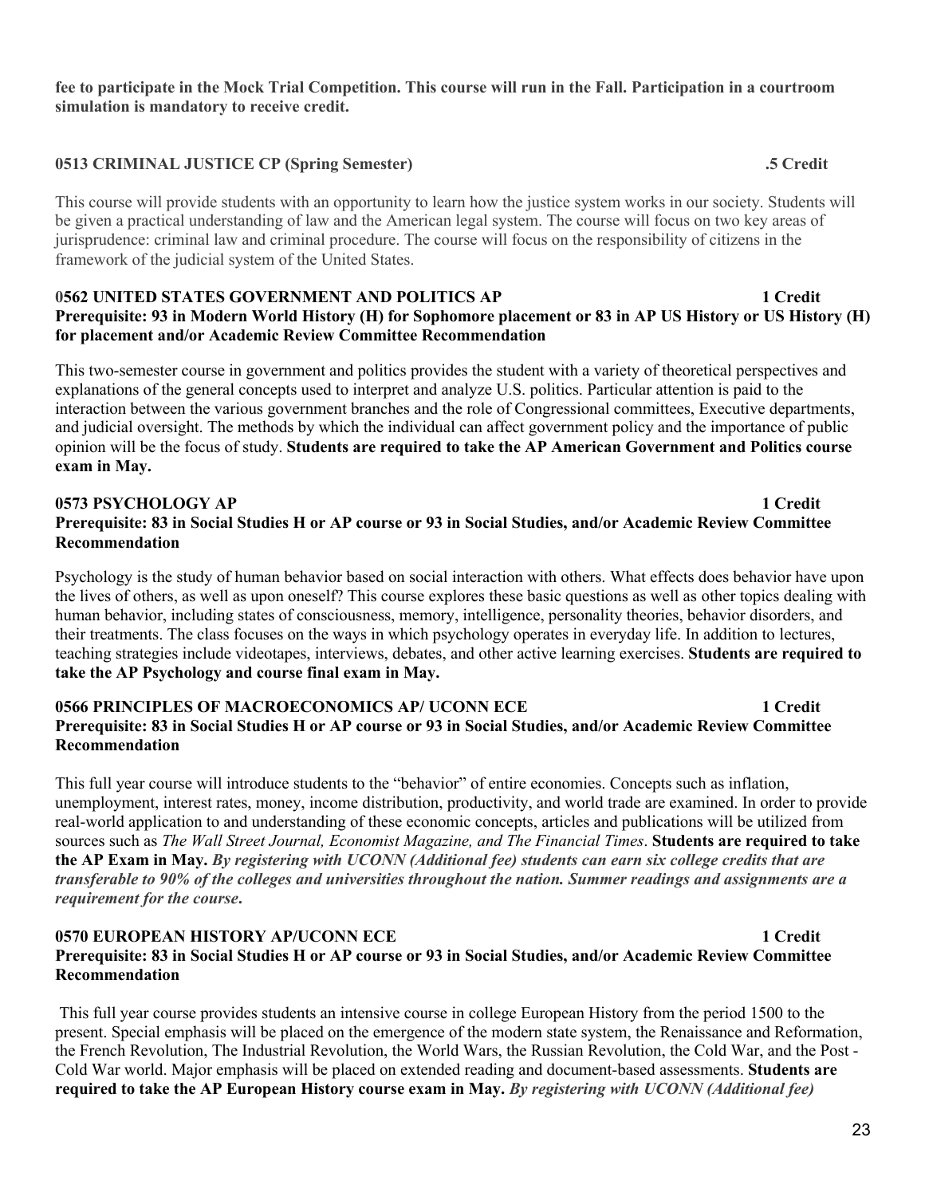**fee to participate in the Mock Trial Competition. This course will run in the Fall. Participation in a courtroom simulation is mandatory to receive credit.**

### 0513 CRIMINAL JUSTICE CP (Spring Semester) .5 Credit

This course will provide students with an opportunity to learn how the justice system works in our society. Students will be given a practical understanding of law and the American legal system. The course will focus on two key areas of jurisprudence: criminal law and criminal procedure. The course will focus on the responsibility of citizens in the framework of the judicial system of the United States.

### 0562 UNITED STATES GOVERNMENT AND POLITICS AP 1 Credit

**Prerequisite: 93 in Modern World History (H) for Sophomore placement or 83 in AP US History or US History (H) for placement and/or Academic Review Committee Recommendation**

This two-semester course in government and politics provides the student with a variety of theoretical perspectives and explanations of the general concepts used to interpret and analyze U.S. politics. Particular attention is paid to the interaction between the various government branches and the role of Congressional committees, Executive departments, and judicial oversight. The methods by which the individual can affect government policy and the importance of public opinion will be the focus of study. **Students are required to take the AP American Government and Politics course exam in May.**

### 0573 PSYCHOLOGY AP 1 Credit

**Prerequisite: 83 in Social Studies H or AP course or 93 in Social Studies, and/or Academic Review Committee Recommendation**

Psychology is the study of human behavior based on social interaction with others. What effects does behavior have upon the lives of others, as well as upon oneself? This course explores these basic questions as well as other topics dealing with human behavior, including states of consciousness, memory, intelligence, personality theories, behavior disorders, and their treatments. The class focuses on the ways in which psychology operates in everyday life. In addition to lectures, teaching strategies include videotapes, interviews, debates, and other active learning exercises. **Students are required to take the AP Psychology and course final exam in May.**

### 0566 PRINCIPLES OF MACROECONOMICS AP/ UCONN ECE 1 Credit

**Prerequisite: 83 in Social Studies H or AP course or 93 in Social Studies, and/or Academic Review Committee Recommendation**

This full year course will introduce students to the "behavior" of entire economies. Concepts such as inflation, unemployment, interest rates, money, income distribution, productivity, and world trade are examined. In order to provide real-world application to and understanding of these economic concepts, articles and publications will be utilized from sources such as *The Wall Street Journal, Economist Magazine, and The Financial Times*. **Students are required to take the AP Exam in May.** ***By registering with UCONN (Additional fee) students can earn six college credits that are transferable to 90% of the colleges and universities throughout the nation. Summer readings and assignments are a requirement for the course.***

### 0570 EUROPEAN HISTORY AP/UCONN ECE 1 Credit

**Prerequisite: 83 in Social Studies H or AP course or 93 in Social Studies, and/or Academic Review Committee Recommendation**

This full year course provides students an intensive course in college European History from the period 1500 to the present. Special emphasis will be placed on the emergence of the modern state system, the Renaissance and Reformation, the French Revolution, The Industrial Revolution, the World Wars, the Russian Revolution, the Cold War, and the Post - Cold War world. Major emphasis will be placed on extended reading and document-based assessments. **Students are required to take the AP European History course exam in May.** ***By registering with UCONN (Additional fee)***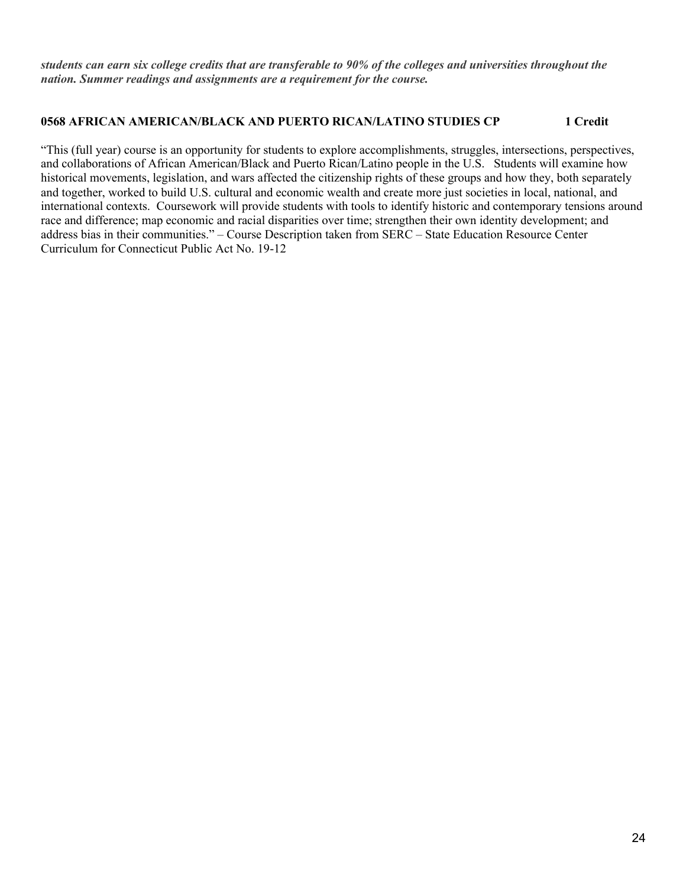***students can earn six college credits that are transferable to 90% of the colleges and universities throughout the nation. Summer readings and assignments are a requirement for the course.***

**0568 AFRICAN AMERICAN/BLACK AND PUERTO RICAN/LATINO STUDIES CP 1 Credit**

"This (full year) course is an opportunity for students to explore accomplishments, struggles, intersections, perspectives, and collaborations of African American/Black and Puerto Rican/Latino people in the U.S. Students will examine how historical movements, legislation, and wars affected the citizenship rights of these groups and how they, both separately and together, worked to build U.S. cultural and economic wealth and create more just societies in local, national, and international contexts. Coursework will provide students with tools to identify historic and contemporary tensions around race and difference; map economic and racial disparities over time; strengthen their own identity development; and address bias in their communities." – Course Description taken from SERC – State Education Resource Center Curriculum for Connecticut Public Act No. 19-12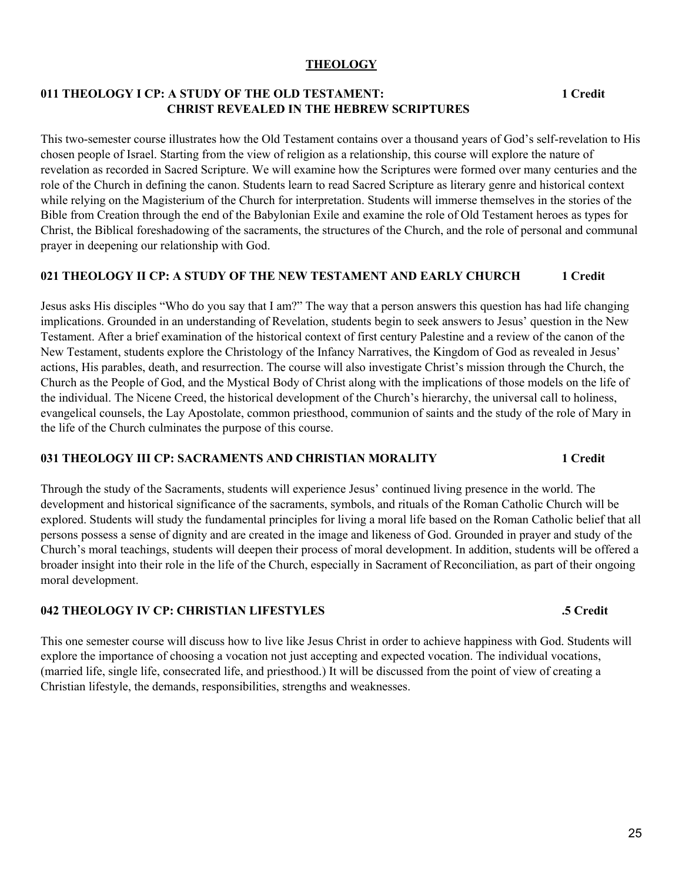## THEOLOGY

### 011 THEOLOGY I CP: A STUDY OF THE OLD TESTAMENT: CHRIST REVEALED IN THE HEBREW SCRIPTURES — 1 Credit

This two-semester course illustrates how the Old Testament contains over a thousand years of God's self-revelation to His chosen people of Israel. Starting from the view of religion as a relationship, this course will explore the nature of revelation as recorded in Sacred Scripture. We will examine how the Scriptures were formed over many centuries and the role of the Church in defining the canon. Students learn to read Sacred Scripture as literary genre and historical context while relying on the Magisterium of the Church for interpretation. Students will immerse themselves in the stories of the Bible from Creation through the end of the Babylonian Exile and examine the role of Old Testament heroes as types for Christ, the Biblical foreshadowing of the sacraments, the structures of the Church, and the role of personal and communal prayer in deepening our relationship with God.

### 021 THEOLOGY II CP: A STUDY OF THE NEW TESTAMENT AND EARLY CHURCH — 1 Credit

Jesus asks His disciples "Who do you say that I am?" The way that a person answers this question has had life changing implications. Grounded in an understanding of Revelation, students begin to seek answers to Jesus' question in the New Testament. After a brief examination of the historical context of first century Palestine and a review of the canon of the New Testament, students explore the Christology of the Infancy Narratives, the Kingdom of God as revealed in Jesus' actions, His parables, death, and resurrection. The course will also investigate Christ's mission through the Church, the Church as the People of God, and the Mystical Body of Christ along with the implications of those models on the life of the individual. The Nicene Creed, the historical development of the Church's hierarchy, the universal call to holiness, evangelical counsels, the Lay Apostolate, common priesthood, communion of saints and the study of the role of Mary in the life of the Church culminates the purpose of this course.

### 031 THEOLOGY III CP: SACRAMENTS AND CHRISTIAN MORALITY — 1 Credit

Through the study of the Sacraments, students will experience Jesus' continued living presence in the world. The development and historical significance of the sacraments, symbols, and rituals of the Roman Catholic Church will be explored. Students will study the fundamental principles for living a moral life based on the Roman Catholic belief that all persons possess a sense of dignity and are created in the image and likeness of God. Grounded in prayer and study of the Church's moral teachings, students will deepen their process of moral development. In addition, students will be offered a broader insight into their role in the life of the Church, especially in Sacrament of Reconciliation, as part of their ongoing moral development.

### 042 THEOLOGY IV CP: CHRISTIAN LIFESTYLES — .5 Credit

This one semester course will discuss how to live like Jesus Christ in order to achieve happiness with God. Students will explore the importance of choosing a vocation not just accepting and expected vocation. The individual vocations, (married life, single life, consecrated life, and priesthood.) It will be discussed from the point of view of creating a Christian lifestyle, the demands, responsibilities, strengths and weaknesses.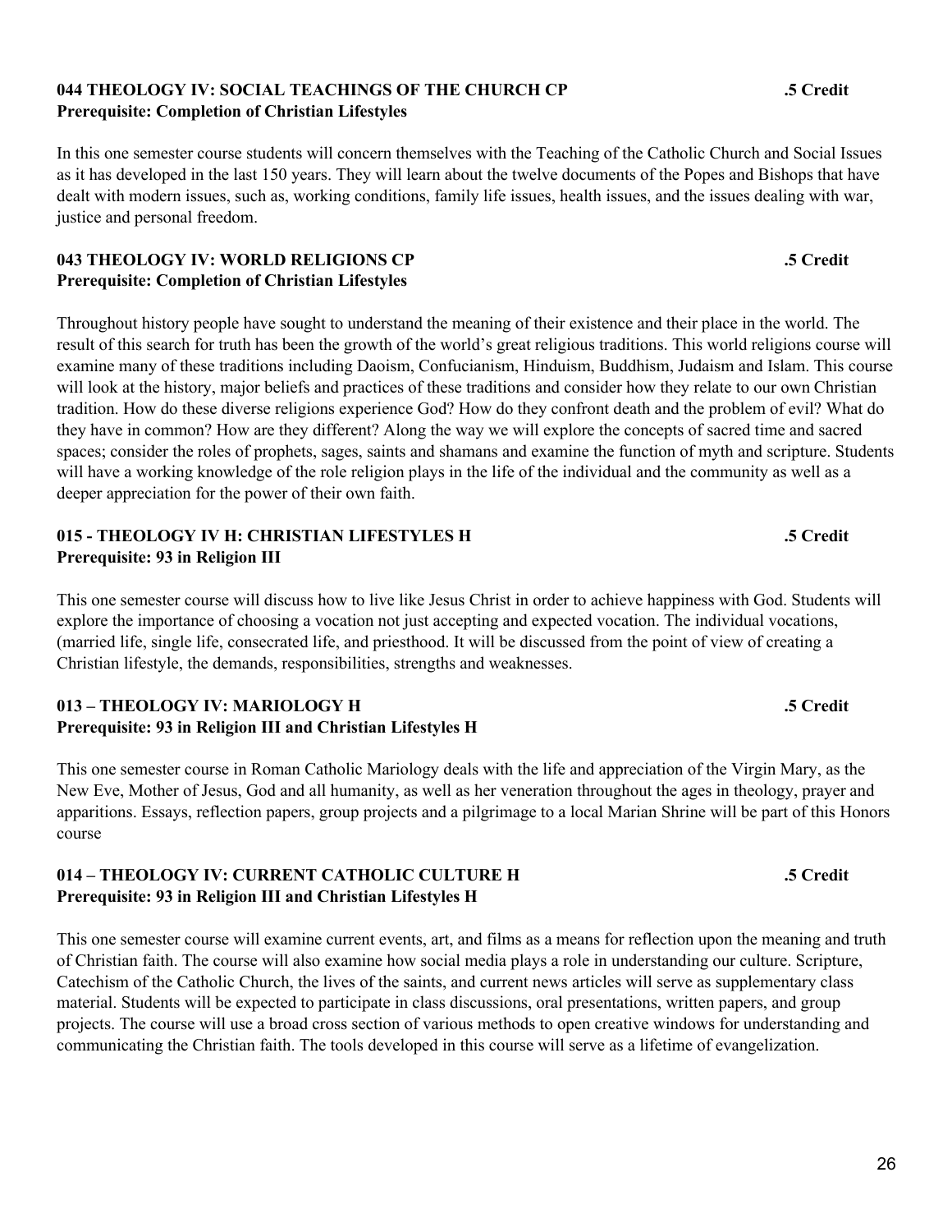### 044 THEOLOGY IV: SOCIAL TEACHINGS OF THE CHURCH CP .5 Credit
**Prerequisite: Completion of Christian Lifestyles**

In this one semester course students will concern themselves with the Teaching of the Catholic Church and Social Issues as it has developed in the last 150 years. They will learn about the twelve documents of the Popes and Bishops that have dealt with modern issues, such as, working conditions, family life issues, health issues, and the issues dealing with war, justice and personal freedom.

### 043 THEOLOGY IV: WORLD RELIGIONS CP .5 Credit
**Prerequisite: Completion of Christian Lifestyles**

Throughout history people have sought to understand the meaning of their existence and their place in the world. The result of this search for truth has been the growth of the world's great religious traditions. This world religions course will examine many of these traditions including Daoism, Confucianism, Hinduism, Buddhism, Judaism and Islam. This course will look at the history, major beliefs and practices of these traditions and consider how they relate to our own Christian tradition. How do these diverse religions experience God? How do they confront death and the problem of evil? What do they have in common? How are they different? Along the way we will explore the concepts of sacred time and sacred spaces; consider the roles of prophets, sages, saints and shamans and examine the function of myth and scripture. Students will have a working knowledge of the role religion plays in the life of the individual and the community as well as a deeper appreciation for the power of their own faith.

### 015 - THEOLOGY IV H: CHRISTIAN LIFESTYLES H .5 Credit
**Prerequisite: 93 in Religion III**

This one semester course will discuss how to live like Jesus Christ in order to achieve happiness with God. Students will explore the importance of choosing a vocation not just accepting and expected vocation. The individual vocations, (married life, single life, consecrated life, and priesthood. It will be discussed from the point of view of creating a Christian lifestyle, the demands, responsibilities, strengths and weaknesses.

### 013 – THEOLOGY IV: MARIOLOGY H .5 Credit
**Prerequisite: 93 in Religion III and Christian Lifestyles H**

This one semester course in Roman Catholic Mariology deals with the life and appreciation of the Virgin Mary, as the New Eve, Mother of Jesus, God and all humanity, as well as her veneration throughout the ages in theology, prayer and apparitions. Essays, reflection papers, group projects and a pilgrimage to a local Marian Shrine will be part of this Honors course

### 014 – THEOLOGY IV: CURRENT CATHOLIC CULTURE H .5 Credit
**Prerequisite: 93 in Religion III and Christian Lifestyles H**

This one semester course will examine current events, art, and films as a means for reflection upon the meaning and truth of Christian faith. The course will also examine how social media plays a role in understanding our culture. Scripture, Catechism of the Catholic Church, the lives of the saints, and current news articles will serve as supplementary class material. Students will be expected to participate in class discussions, oral presentations, written papers, and group projects. The course will use a broad cross section of various methods to open creative windows for understanding and communicating the Christian faith. The tools developed in this course will serve as a lifetime of evangelization.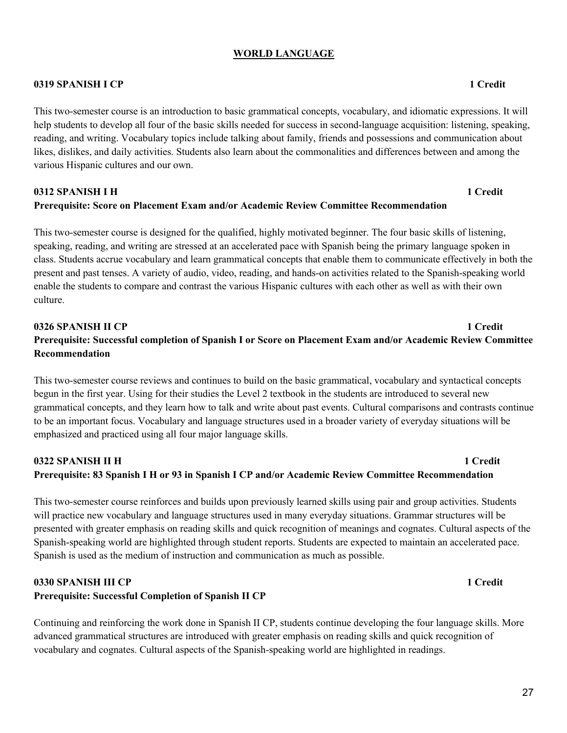## WORLD LANGUAGE

**0319 SPANISH I CP** **1 Credit**

This two-semester course is an introduction to basic grammatical concepts, vocabulary, and idiomatic expressions. It will help students to develop all four of the basic skills needed for success in second-language acquisition: listening, speaking, reading, and writing. Vocabulary topics include talking about family, friends and possessions and communication about likes, dislikes, and daily activities. Students also learn about the commonalities and differences between and among the various Hispanic cultures and our own.

**0312 SPANISH I H** **1 Credit**
**Prerequisite: Score on Placement Exam and/or Academic Review Committee Recommendation**

This two-semester course is designed for the qualified, highly motivated beginner. The four basic skills of listening, speaking, reading, and writing are stressed at an accelerated pace with Spanish being the primary language spoken in class. Students accrue vocabulary and learn grammatical concepts that enable them to communicate effectively in both the present and past tenses. A variety of audio, video, reading, and hands-on activities related to the Spanish-speaking world enable the students to compare and contrast the various Hispanic cultures with each other as well as with their own culture.

**0326 SPANISH II CP** **1 Credit**
**Prerequisite: Successful completion of Spanish I or Score on Placement Exam and/or Academic Review Committee Recommendation**

This two-semester course reviews and continues to build on the basic grammatical, vocabulary and syntactical concepts begun in the first year. Using for their studies the Level 2 textbook in the students are introduced to several new grammatical concepts, and they learn how to talk and write about past events. Cultural comparisons and contrasts continue to be an important focus. Vocabulary and language structures used in a broader variety of everyday situations will be emphasized and practiced using all four major language skills.

**0322 SPANISH II H** **1 Credit**
**Prerequisite: 83 Spanish I H or 93 in Spanish I CP and/or Academic Review Committee Recommendation**

This two-semester course reinforces and builds upon previously learned skills using pair and group activities. Students will practice new vocabulary and language structures used in many everyday situations. Grammar structures will be presented with greater emphasis on reading skills and quick recognition of meanings and cognates. Cultural aspects of the Spanish-speaking world are highlighted through student reports. Students are expected to maintain an accelerated pace. Spanish is used as the medium of instruction and communication as much as possible.

**0330 SPANISH III CP** **1 Credit**
**Prerequisite: Successful Completion of Spanish II CP**

Continuing and reinforcing the work done in Spanish II CP, students continue developing the four language skills. More advanced grammatical structures are introduced with greater emphasis on reading skills and quick recognition of vocabulary and cognates. Cultural aspects of the Spanish-speaking world are highlighted in readings.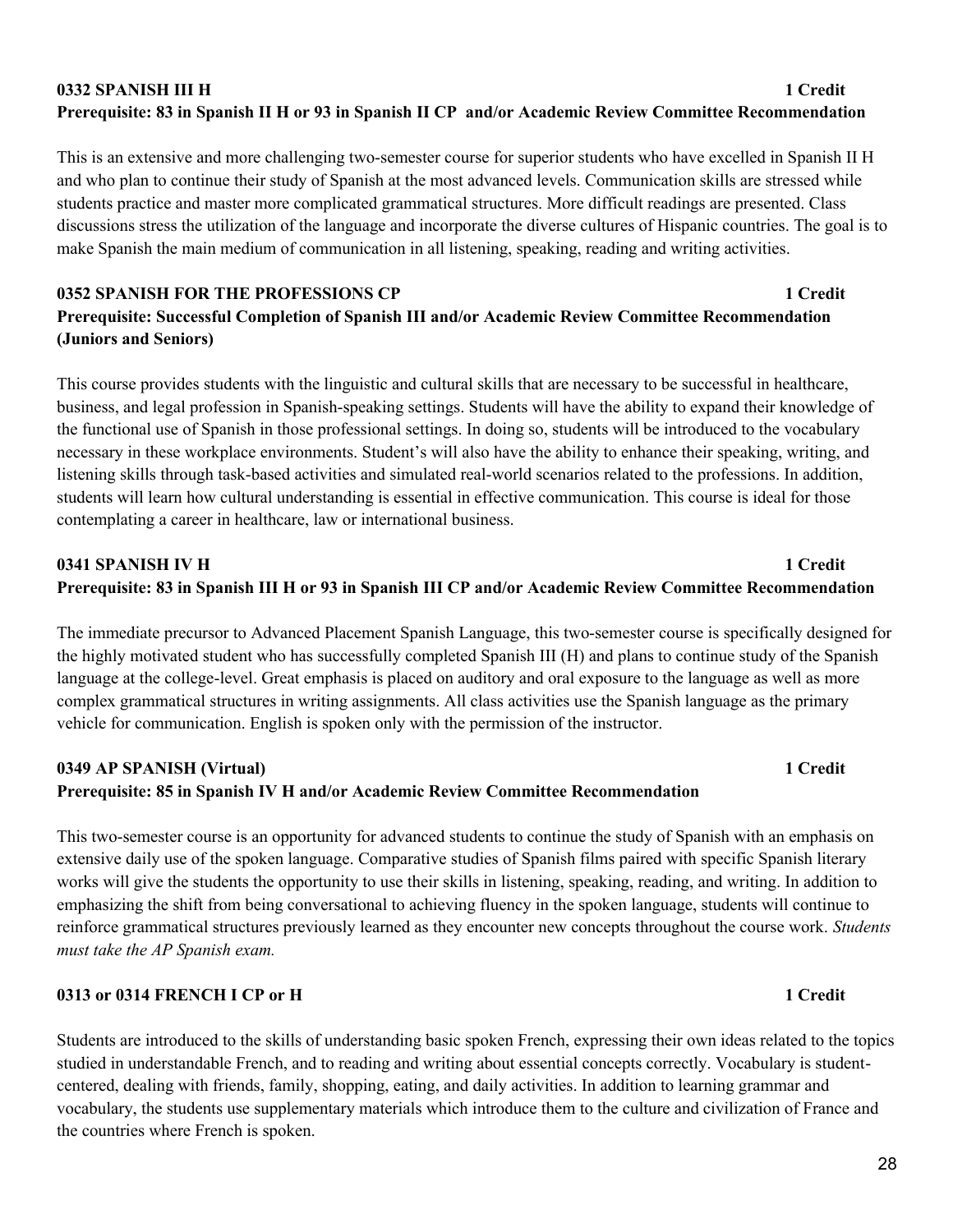**0332 SPANISH III H** **1 Credit**
**Prerequisite: 83 in Spanish II H or 93 in Spanish II CP and/or Academic Review Committee Recommendation**

This is an extensive and more challenging two-semester course for superior students who have excelled in Spanish II H and who plan to continue their study of Spanish at the most advanced levels. Communication skills are stressed while students practice and master more complicated grammatical structures. More difficult readings are presented. Class discussions stress the utilization of the language and incorporate the diverse cultures of Hispanic countries. The goal is to make Spanish the main medium of communication in all listening, speaking, reading and writing activities.

**0352 SPANISH FOR THE PROFESSIONS CP** **1 Credit**
**Prerequisite: Successful Completion of Spanish III and/or Academic Review Committee Recommendation (Juniors and Seniors)**

This course provides students with the linguistic and cultural skills that are necessary to be successful in healthcare, business, and legal profession in Spanish-speaking settings. Students will have the ability to expand their knowledge of the functional use of Spanish in those professional settings. In doing so, students will be introduced to the vocabulary necessary in these workplace environments. Student's will also have the ability to enhance their speaking, writing, and listening skills through task-based activities and simulated real-world scenarios related to the professions. In addition, students will learn how cultural understanding is essential in effective communication. This course is ideal for those contemplating a career in healthcare, law or international business.

**0341 SPANISH IV H** **1 Credit**
**Prerequisite: 83 in Spanish III H or 93 in Spanish III CP and/or Academic Review Committee Recommendation**

The immediate precursor to Advanced Placement Spanish Language, this two-semester course is specifically designed for the highly motivated student who has successfully completed Spanish III (H) and plans to continue study of the Spanish language at the college-level. Great emphasis is placed on auditory and oral exposure to the language as well as more complex grammatical structures in writing assignments. All class activities use the Spanish language as the primary vehicle for communication. English is spoken only with the permission of the instructor.

**0349 AP SPANISH (Virtual)** **1 Credit**
**Prerequisite: 85 in Spanish IV H and/or Academic Review Committee Recommendation**

This two-semester course is an opportunity for advanced students to continue the study of Spanish with an emphasis on extensive daily use of the spoken language. Comparative studies of Spanish films paired with specific Spanish literary works will give the students the opportunity to use their skills in listening, speaking, reading, and writing. In addition to emphasizing the shift from being conversational to achieving fluency in the spoken language, students will continue to reinforce grammatical structures previously learned as they encounter new concepts throughout the course work. *Students must take the AP Spanish exam.*

**0313 or 0314 FRENCH I CP or H** **1 Credit**

Students are introduced to the skills of understanding basic spoken French, expressing their own ideas related to the topics studied in understandable French, and to reading and writing about essential concepts correctly. Vocabulary is student-centered, dealing with friends, family, shopping, eating, and daily activities. In addition to learning grammar and vocabulary, the students use supplementary materials which introduce them to the culture and civilization of France and the countries where French is spoken.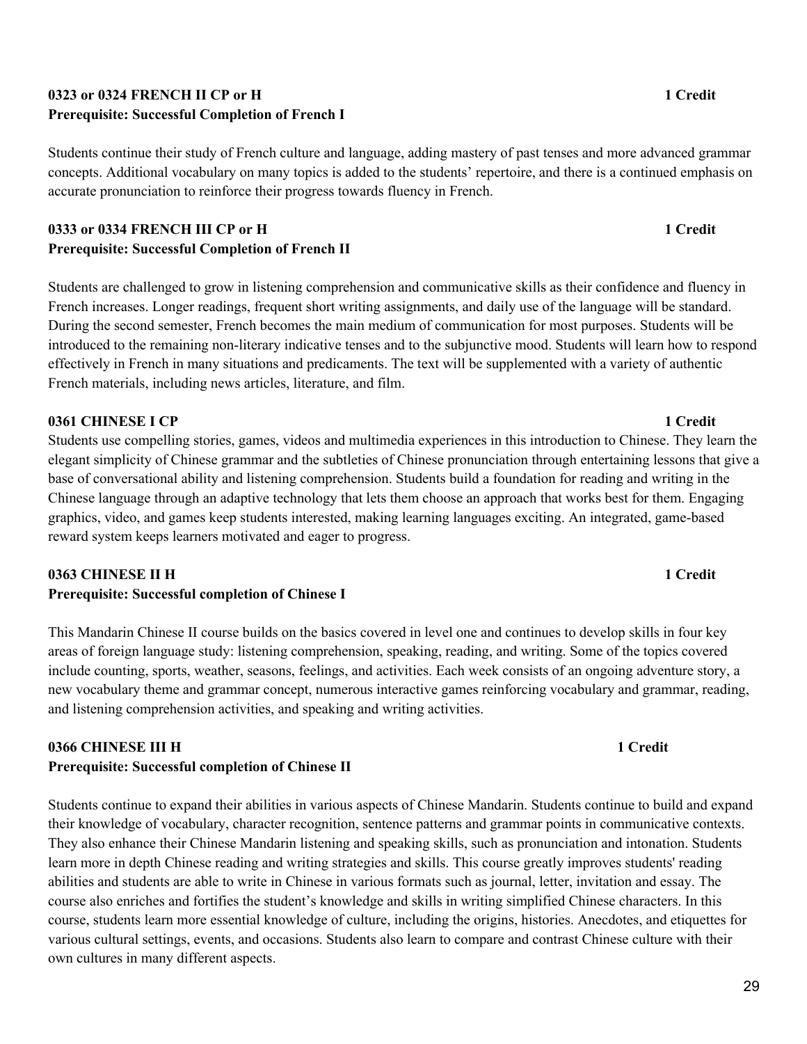**0323 or 0324 FRENCH II CP or H** **1 Credit**
**Prerequisite: Successful Completion of French I**

Students continue their study of French culture and language, adding mastery of past tenses and more advanced grammar concepts. Additional vocabulary on many topics is added to the students' repertoire, and there is a continued emphasis on accurate pronunciation to reinforce their progress towards fluency in French.

**0333 or 0334 FRENCH III CP or H** **1 Credit**
**Prerequisite: Successful Completion of French II**

Students are challenged to grow in listening comprehension and communicative skills as their confidence and fluency in French increases. Longer readings, frequent short writing assignments, and daily use of the language will be standard. During the second semester, French becomes the main medium of communication for most purposes. Students will be introduced to the remaining non-literary indicative tenses and to the subjunctive mood. Students will learn how to respond effectively in French in many situations and predicaments. The text will be supplemented with a variety of authentic French materials, including news articles, literature, and film.

**0361 CHINESE I CP** **1 Credit**
Students use compelling stories, games, videos and multimedia experiences in this introduction to Chinese. They learn the elegant simplicity of Chinese grammar and the subtleties of Chinese pronunciation through entertaining lessons that give a base of conversational ability and listening comprehension. Students build a foundation for reading and writing in the Chinese language through an adaptive technology that lets them choose an approach that works best for them. Engaging graphics, video, and games keep students interested, making learning languages exciting. An integrated, game-based reward system keeps learners motivated and eager to progress.

**0363 CHINESE II H** **1 Credit**
**Prerequisite: Successful completion of Chinese I**

This Mandarin Chinese II course builds on the basics covered in level one and continues to develop skills in four key areas of foreign language study: listening comprehension, speaking, reading, and writing. Some of the topics covered include counting, sports, weather, seasons, feelings, and activities. Each week consists of an ongoing adventure story, a new vocabulary theme and grammar concept, numerous interactive games reinforcing vocabulary and grammar, reading, and listening comprehension activities, and speaking and writing activities.

**0366 CHINESE III H** **1 Credit**
**Prerequisite: Successful completion of Chinese II**

Students continue to expand their abilities in various aspects of Chinese Mandarin. Students continue to build and expand their knowledge of vocabulary, character recognition, sentence patterns and grammar points in communicative contexts. They also enhance their Chinese Mandarin listening and speaking skills, such as pronunciation and intonation. Students learn more in depth Chinese reading and writing strategies and skills. This course greatly improves students' reading abilities and students are able to write in Chinese in various formats such as journal, letter, invitation and essay. The course also enriches and fortifies the student's knowledge and skills in writing simplified Chinese characters. In this course, students learn more essential knowledge of culture, including the origins, histories. Anecdotes, and etiquettes for various cultural settings, events, and occasions. Students also learn to compare and contrast Chinese culture with their own cultures in many different aspects.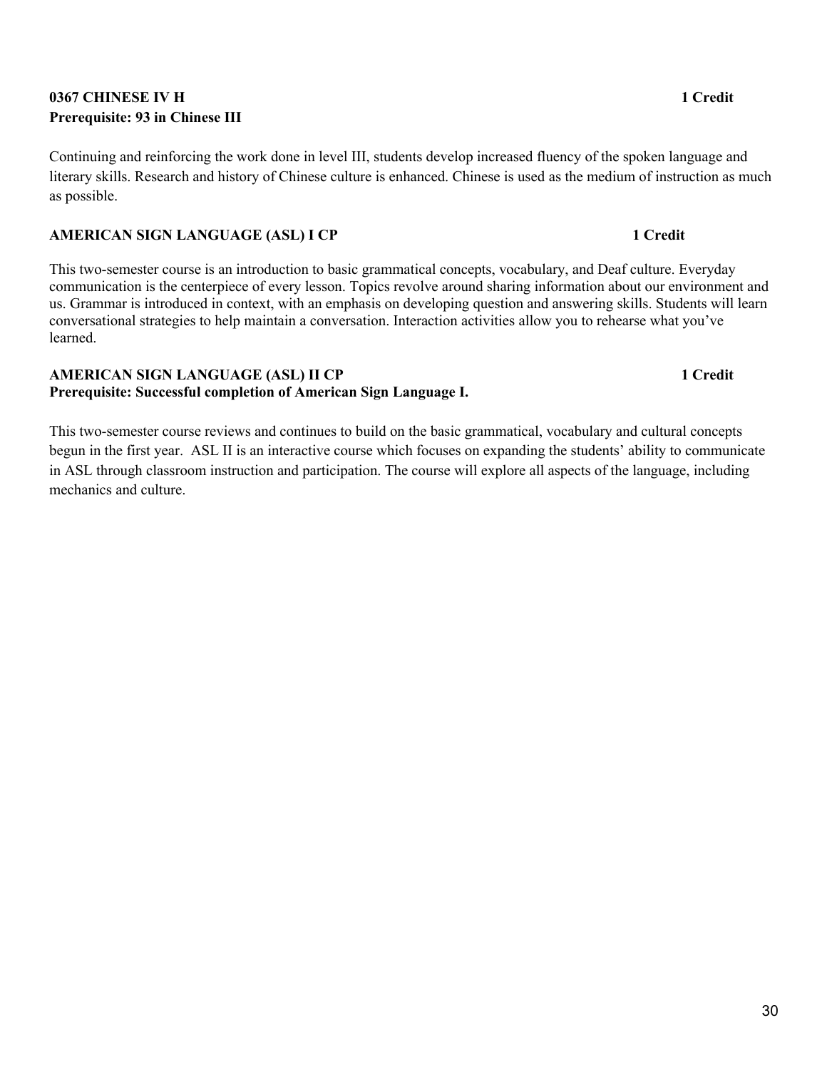**0367 CHINESE IV H** **1 Credit**
**Prerequisite: 93 in Chinese III**

Continuing and reinforcing the work done in level III, students develop increased fluency of the spoken language and literary skills. Research and history of Chinese culture is enhanced. Chinese is used as the medium of instruction as much as possible.

**AMERICAN SIGN LANGUAGE (ASL) I CP** **1 Credit**

This two-semester course is an introduction to basic grammatical concepts, vocabulary, and Deaf culture. Everyday communication is the centerpiece of every lesson. Topics revolve around sharing information about our environment and us. Grammar is introduced in context, with an emphasis on developing question and answering skills. Students will learn conversational strategies to help maintain a conversation. Interaction activities allow you to rehearse what you've learned.

**AMERICAN SIGN LANGUAGE (ASL) II CP** **1 Credit**
**Prerequisite: Successful completion of American Sign Language I.**

This two-semester course reviews and continues to build on the basic grammatical, vocabulary and cultural concepts begun in the first year. ASL II is an interactive course which focuses on expanding the students' ability to communicate in ASL through classroom instruction and participation. The course will explore all aspects of the language, including mechanics and culture.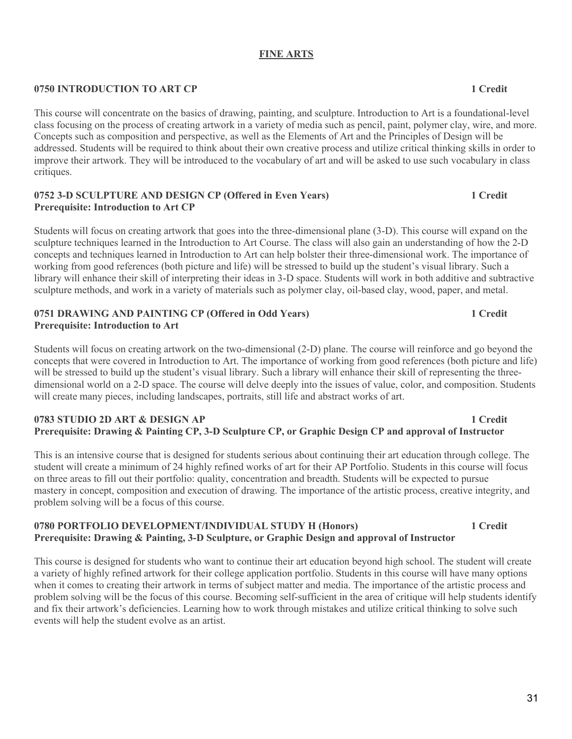# FINE ARTS

### 0750 INTRODUCTION TO ART CP — 1 Credit

This course will concentrate on the basics of drawing, painting, and sculpture. Introduction to Art is a foundational-level class focusing on the process of creating artwork in a variety of media such as pencil, paint, polymer clay, wire, and more. Concepts such as composition and perspective, as well as the Elements of Art and the Principles of Design will be addressed. Students will be required to think about their own creative process and utilize critical thinking skills in order to improve their artwork. They will be introduced to the vocabulary of art and will be asked to use such vocabulary in class critiques.

### 0752 3-D SCULPTURE AND DESIGN CP (Offered in Even Years) — 1 Credit
**Prerequisite: Introduction to Art CP**

Students will focus on creating artwork that goes into the three-dimensional plane (3-D). This course will expand on the sculpture techniques learned in the Introduction to Art Course. The class will also gain an understanding of how the 2-D concepts and techniques learned in Introduction to Art can help bolster their three-dimensional work. The importance of working from good references (both picture and life) will be stressed to build up the student's visual library. Such a library will enhance their skill of interpreting their ideas in 3-D space. Students will work in both additive and subtractive sculpture methods, and work in a variety of materials such as polymer clay, oil-based clay, wood, paper, and metal.

### 0751 DRAWING AND PAINTING CP (Offered in Odd Years) — 1 Credit
**Prerequisite: Introduction to Art**

Students will focus on creating artwork on the two-dimensional (2-D) plane. The course will reinforce and go beyond the concepts that were covered in Introduction to Art. The importance of working from good references (both picture and life) will be stressed to build up the student's visual library. Such a library will enhance their skill of representing the three-dimensional world on a 2-D space. The course will delve deeply into the issues of value, color, and composition. Students will create many pieces, including landscapes, portraits, still life and abstract works of art.

### 0783 STUDIO 2D ART & DESIGN AP — 1 Credit
**Prerequisite: Drawing & Painting CP, 3-D Sculpture CP, or Graphic Design CP and approval of Instructor**

This is an intensive course that is designed for students serious about continuing their art education through college. The student will create a minimum of 24 highly refined works of art for their AP Portfolio. Students in this course will focus on three areas to fill out their portfolio: quality, concentration and breadth. Students will be expected to pursue mastery in concept, composition and execution of drawing. The importance of the artistic process, creative integrity, and problem solving will be a focus of this course.

### 0780 PORTFOLIO DEVELOPMENT/INDIVIDUAL STUDY H (Honors) — 1 Credit
**Prerequisite: Drawing & Painting, 3-D Sculpture, or Graphic Design and approval of Instructor**

This course is designed for students who want to continue their art education beyond high school. The student will create a variety of highly refined artwork for their college application portfolio. Students in this course will have many options when it comes to creating their artwork in terms of subject matter and media. The importance of the artistic process and problem solving will be the focus of this course. Becoming self-sufficient in the area of critique will help students identify and fix their artwork's deficiencies. Learning how to work through mistakes and utilize critical thinking to solve such events will help the student evolve as an artist.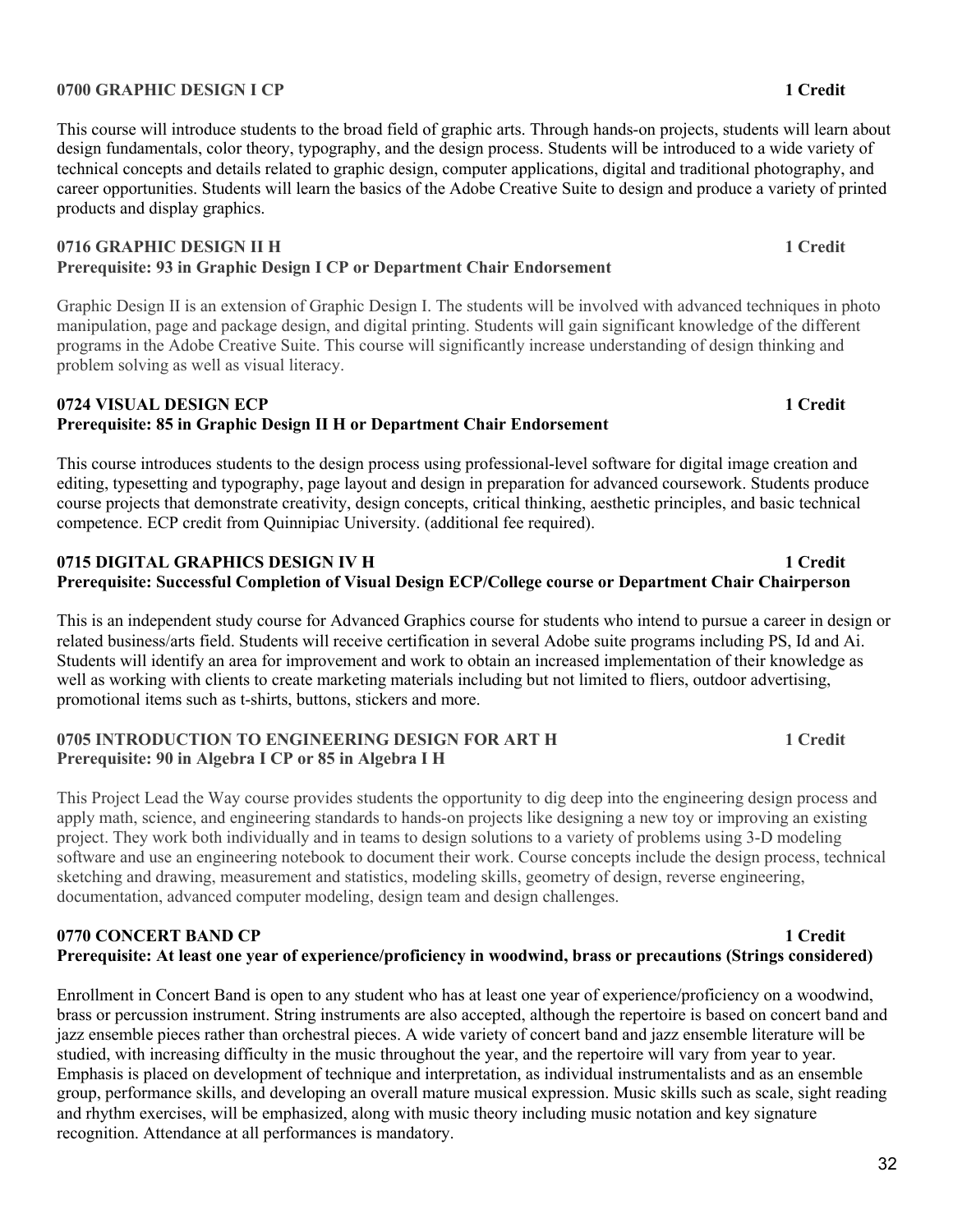**0700 GRAPHIC DESIGN I CP** **1 Credit**

This course will introduce students to the broad field of graphic arts. Through hands-on projects, students will learn about design fundamentals, color theory, typography, and the design process. Students will be introduced to a wide variety of technical concepts and details related to graphic design, computer applications, digital and traditional photography, and career opportunities. Students will learn the basics of the Adobe Creative Suite to design and produce a variety of printed products and display graphics.

**0716 GRAPHIC DESIGN II H** **1 Credit**
**Prerequisite: 93 in Graphic Design I CP or Department Chair Endorsement**

Graphic Design II is an extension of Graphic Design I. The students will be involved with advanced techniques in photo manipulation, page and package design, and digital printing. Students will gain significant knowledge of the different programs in the Adobe Creative Suite. This course will significantly increase understanding of design thinking and problem solving as well as visual literacy.

**0724 VISUAL DESIGN ECP** **1 Credit**
**Prerequisite: 85 in Graphic Design II H or Department Chair Endorsement**

This course introduces students to the design process using professional-level software for digital image creation and editing, typesetting and typography, page layout and design in preparation for advanced coursework. Students produce course projects that demonstrate creativity, design concepts, critical thinking, aesthetic principles, and basic technical competence. ECP credit from Quinnipiac University. (additional fee required).

**0715 DIGITAL GRAPHICS DESIGN IV H** **1 Credit**
**Prerequisite: Successful Completion of Visual Design ECP/College course or Department Chair Chairperson**

This is an independent study course for Advanced Graphics course for students who intend to pursue a career in design or related business/arts field. Students will receive certification in several Adobe suite programs including PS, Id and Ai. Students will identify an area for improvement and work to obtain an increased implementation of their knowledge as well as working with clients to create marketing materials including but not limited to fliers, outdoor advertising, promotional items such as t-shirts, buttons, stickers and more.

**0705 INTRODUCTION TO ENGINEERING DESIGN FOR ART H** **1 Credit**
**Prerequisite: 90 in Algebra I CP or 85 in Algebra I H**

This Project Lead the Way course provides students the opportunity to dig deep into the engineering design process and apply math, science, and engineering standards to hands-on projects like designing a new toy or improving an existing project. They work both individually and in teams to design solutions to a variety of problems using 3-D modeling software and use an engineering notebook to document their work. Course concepts include the design process, technical sketching and drawing, measurement and statistics, modeling skills, geometry of design, reverse engineering, documentation, advanced computer modeling, design team and design challenges.

**0770 CONCERT BAND CP** **1 Credit**
**Prerequisite: At least one year of experience/proficiency in woodwind, brass or precautions (Strings considered)**

Enrollment in Concert Band is open to any student who has at least one year of experience/proficiency on a woodwind, brass or percussion instrument. String instruments are also accepted, although the repertoire is based on concert band and jazz ensemble pieces rather than orchestral pieces. A wide variety of concert band and jazz ensemble literature will be studied, with increasing difficulty in the music throughout the year, and the repertoire will vary from year to year. Emphasis is placed on development of technique and interpretation, as individual instrumentalists and as an ensemble group, performance skills, and developing an overall mature musical expression. Music skills such as scale, sight reading and rhythm exercises, will be emphasized, along with music theory including music notation and key signature recognition. Attendance at all performances is mandatory.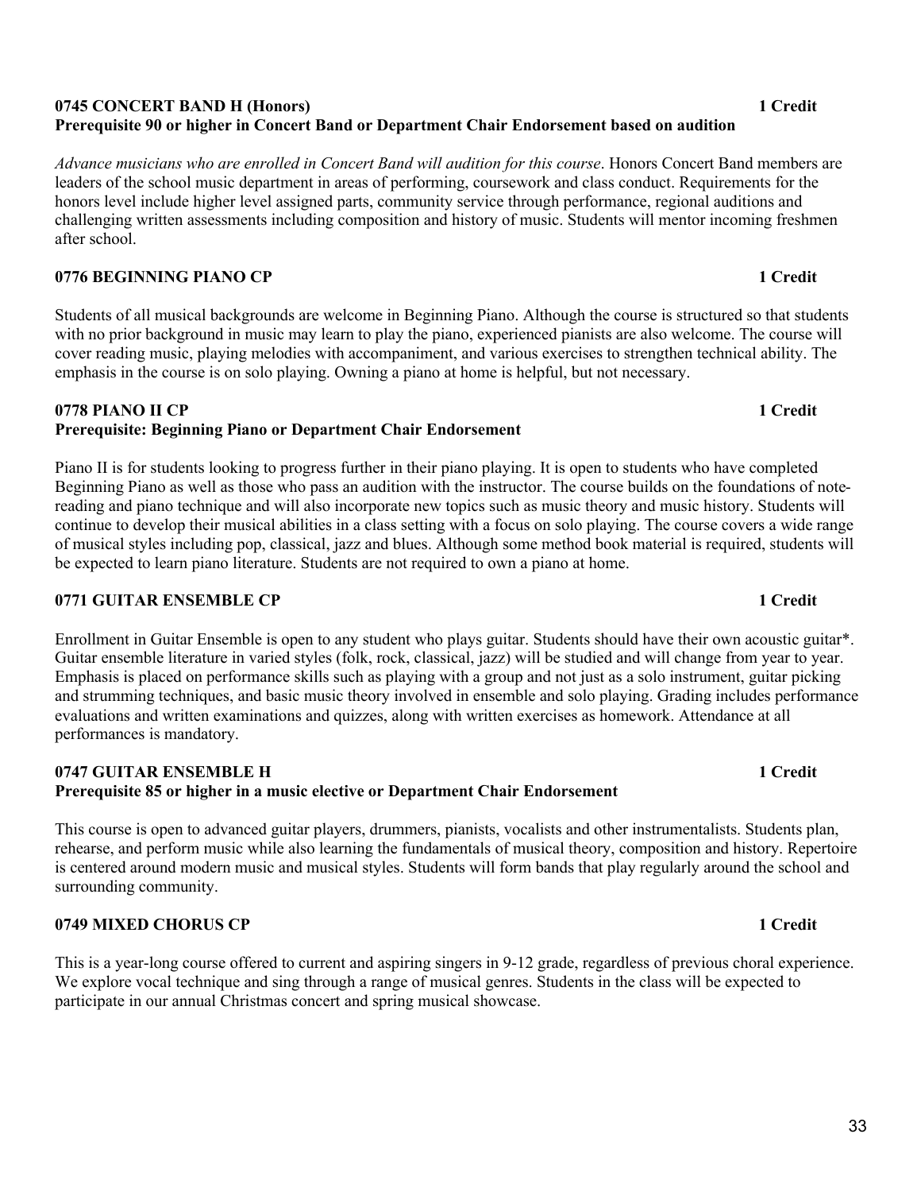**0745 CONCERT BAND H (Honors)** **1 Credit**
**Prerequisite 90 or higher in Concert Band or Department Chair Endorsement based on audition**

*Advance musicians who are enrolled in Concert Band will audition for this course*. Honors Concert Band members are leaders of the school music department in areas of performing, coursework and class conduct. Requirements for the honors level include higher level assigned parts, community service through performance, regional auditions and challenging written assessments including composition and history of music. Students will mentor incoming freshmen after school.

**0776 BEGINNING PIANO CP** **1 Credit**

Students of all musical backgrounds are welcome in Beginning Piano. Although the course is structured so that students with no prior background in music may learn to play the piano, experienced pianists are also welcome. The course will cover reading music, playing melodies with accompaniment, and various exercises to strengthen technical ability. The emphasis in the course is on solo playing. Owning a piano at home is helpful, but not necessary.

**0778 PIANO II CP** **1 Credit**
**Prerequisite: Beginning Piano or Department Chair Endorsement**

Piano II is for students looking to progress further in their piano playing. It is open to students who have completed Beginning Piano as well as those who pass an audition with the instructor. The course builds on the foundations of note-reading and piano technique and will also incorporate new topics such as music theory and music history. Students will continue to develop their musical abilities in a class setting with a focus on solo playing. The course covers a wide range of musical styles including pop, classical, jazz and blues. Although some method book material is required, students will be expected to learn piano literature. Students are not required to own a piano at home.

**0771 GUITAR ENSEMBLE CP** **1 Credit**

Enrollment in Guitar Ensemble is open to any student who plays guitar. Students should have their own acoustic guitar*. Guitar ensemble literature in varied styles (folk, rock, classical, jazz) will be studied and will change from year to year. Emphasis is placed on performance skills such as playing with a group and not just as a solo instrument, guitar picking and strumming techniques, and basic music theory involved in ensemble and solo playing. Grading includes performance evaluations and written examinations and quizzes, along with written exercises as homework. Attendance at all performances is mandatory.

**0747 GUITAR ENSEMBLE H** **1 Credit**
**Prerequisite 85 or higher in a music elective or Department Chair Endorsement**

This course is open to advanced guitar players, drummers, pianists, vocalists and other instrumentalists. Students plan, rehearse, and perform music while also learning the fundamentals of musical theory, composition and history. Repertoire is centered around modern music and musical styles. Students will form bands that play regularly around the school and surrounding community.

**0749 MIXED CHORUS CP** **1 Credit**

This is a year-long course offered to current and aspiring singers in 9-12 grade, regardless of previous choral experience. We explore vocal technique and sing through a range of musical genres. Students in the class will be expected to participate in our annual Christmas concert and spring musical showcase.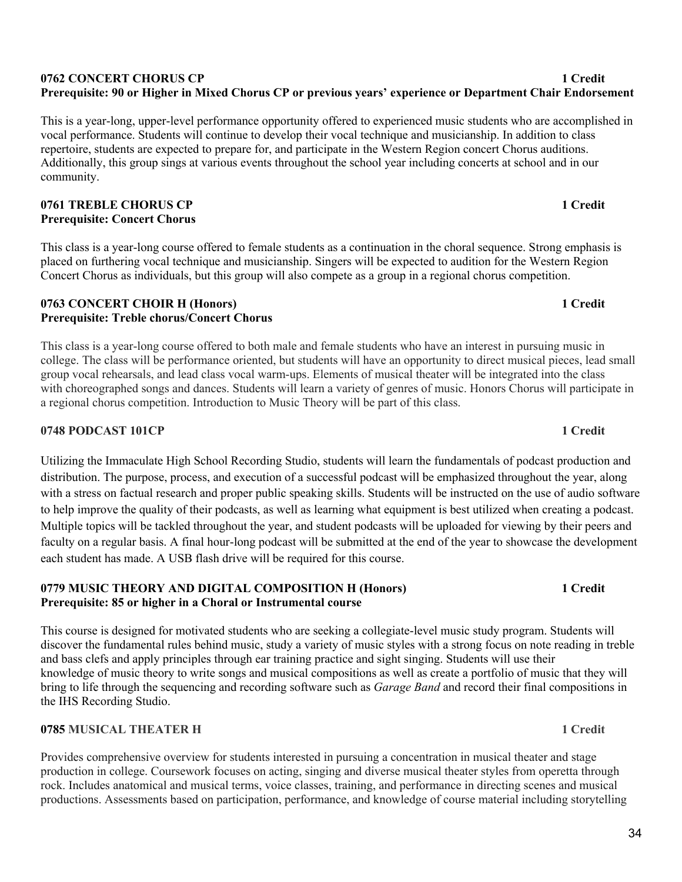**0762 CONCERT CHORUS CP** **1 Credit**
**Prerequisite: 90 or Higher in Mixed Chorus CP or previous years' experience or Department Chair Endorsement**

This is a year-long, upper-level performance opportunity offered to experienced music students who are accomplished in vocal performance. Students will continue to develop their vocal technique and musicianship. In addition to class repertoire, students are expected to prepare for, and participate in the Western Region concert Chorus auditions. Additionally, this group sings at various events throughout the school year including concerts at school and in our community.

**0761 TREBLE CHORUS CP** **1 Credit**
**Prerequisite: Concert Chorus**

This class is a year-long course offered to female students as a continuation in the choral sequence. Strong emphasis is placed on furthering vocal technique and musicianship. Singers will be expected to audition for the Western Region Concert Chorus as individuals, but this group will also compete as a group in a regional chorus competition.

**0763 CONCERT CHOIR H (Honors)** **1 Credit**
**Prerequisite: Treble chorus/Concert Chorus**

This class is a year-long course offered to both male and female students who have an interest in pursuing music in college. The class will be performance oriented, but students will have an opportunity to direct musical pieces, lead small group vocal rehearsals, and lead class vocal warm-ups. Elements of musical theater will be integrated into the class with choreographed songs and dances. Students will learn a variety of genres of music. Honors Chorus will participate in a regional chorus competition. Introduction to Music Theory will be part of this class.

**0748 PODCAST 101CP** **1 Credit**

Utilizing the Immaculate High School Recording Studio, students will learn the fundamentals of podcast production and distribution. The purpose, process, and execution of a successful podcast will be emphasized throughout the year, along with a stress on factual research and proper public speaking skills. Students will be instructed on the use of audio software to help improve the quality of their podcasts, as well as learning what equipment is best utilized when creating a podcast. Multiple topics will be tackled throughout the year, and student podcasts will be uploaded for viewing by their peers and faculty on a regular basis. A final hour-long podcast will be submitted at the end of the year to showcase the development each student has made. A USB flash drive will be required for this course.

**0779 MUSIC THEORY AND DIGITAL COMPOSITION H (Honors)** **1 Credit**
**Prerequisite: 85 or higher in a Choral or Instrumental course**

This course is designed for motivated students who are seeking a collegiate-level music study program. Students will discover the fundamental rules behind music, study a variety of music styles with a strong focus on note reading in treble and bass clefs and apply principles through ear training practice and sight singing. Students will use their knowledge of music theory to write songs and musical compositions as well as create a portfolio of music that they will bring to life through the sequencing and recording software such as *Garage Band* and record their final compositions in the IHS Recording Studio.

**0785 MUSICAL THEATER H** **1 Credit**

Provides comprehensive overview for students interested in pursuing a concentration in musical theater and stage production in college. Coursework focuses on acting, singing and diverse musical theater styles from operetta through rock. Includes anatomical and musical terms, voice classes, training, and performance in directing scenes and musical productions. Assessments based on participation, performance, and knowledge of course material including storytelling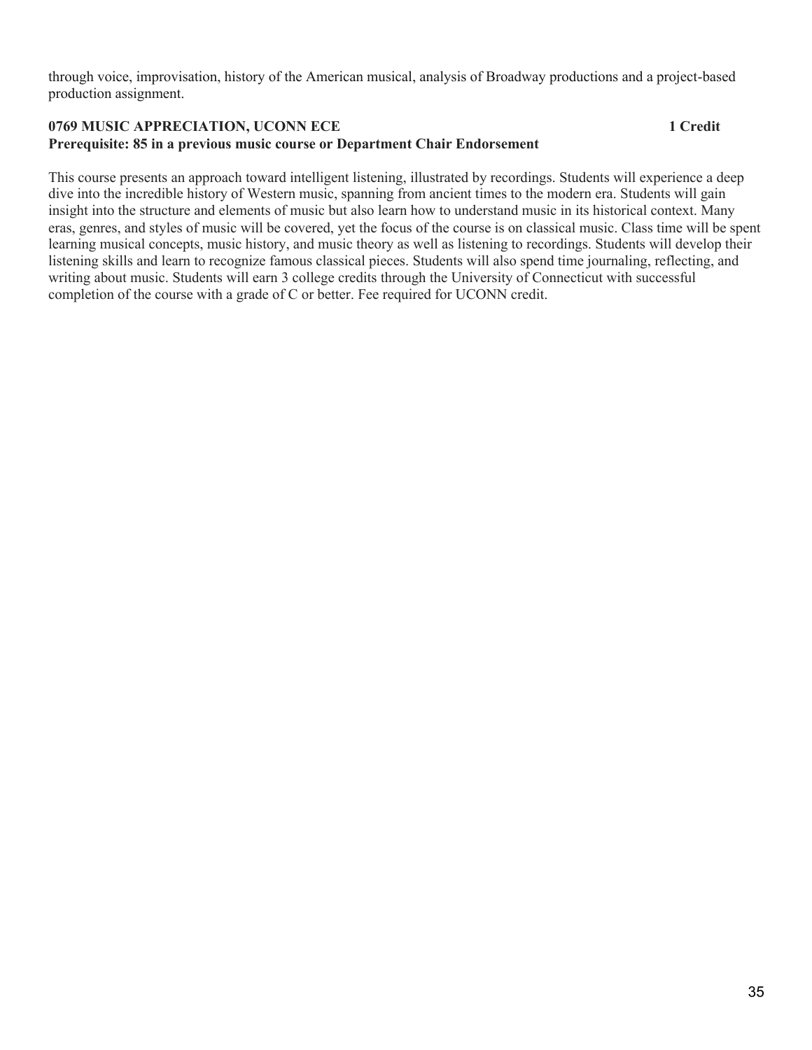through voice, improvisation, history of the American musical, analysis of Broadway productions and a project-based production assignment.

**0769 MUSIC APPRECIATION, UCONN ECE 1 Credit**
**Prerequisite: 85 in a previous music course or Department Chair Endorsement**

This course presents an approach toward intelligent listening, illustrated by recordings. Students will experience a deep dive into the incredible history of Western music, spanning from ancient times to the modern era. Students will gain insight into the structure and elements of music but also learn how to understand music in its historical context. Many eras, genres, and styles of music will be covered, yet the focus of the course is on classical music. Class time will be spent learning musical concepts, music history, and music theory as well as listening to recordings. Students will develop their listening skills and learn to recognize famous classical pieces. Students will also spend time journaling, reflecting, and writing about music. Students will earn 3 college credits through the University of Connecticut with successful completion of the course with a grade of C or better. Fee required for UCONN credit.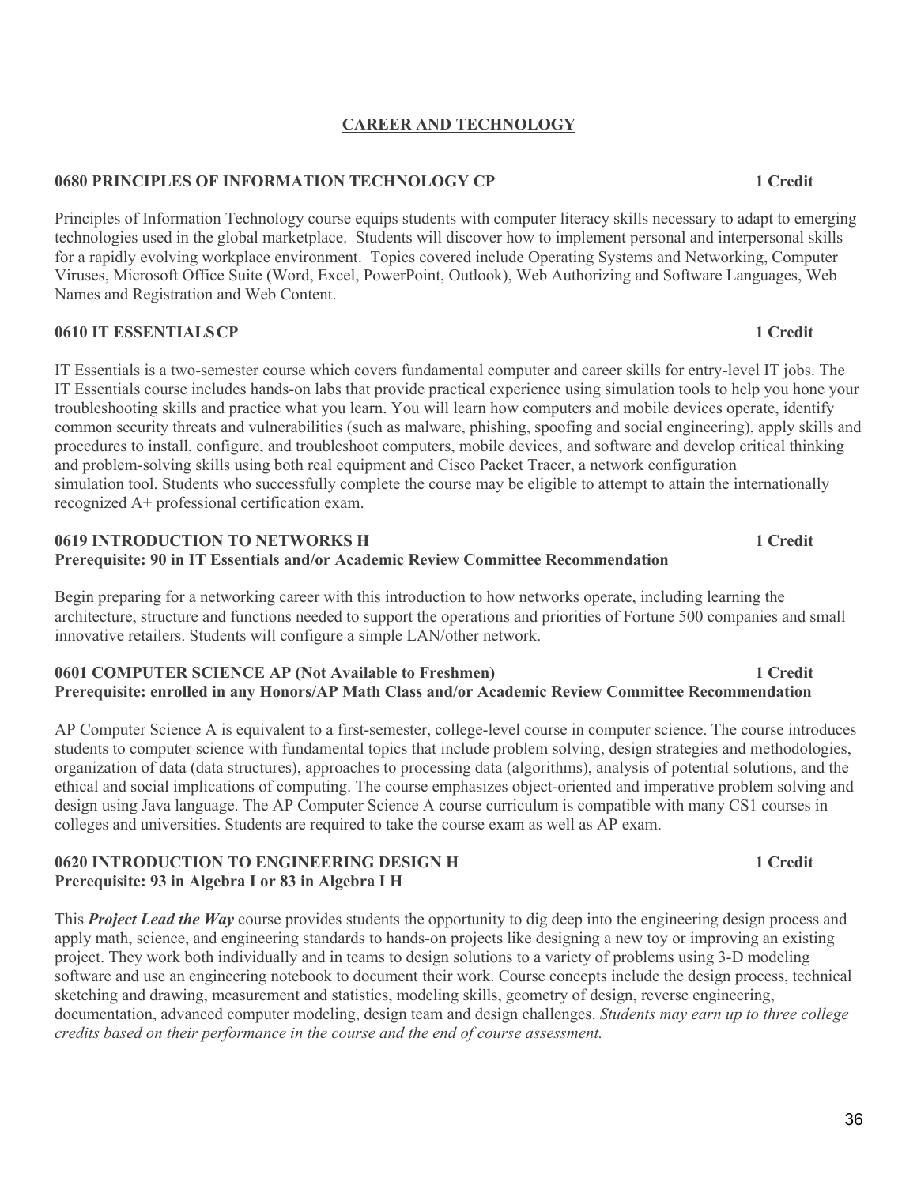## CAREER AND TECHNOLOGY

### 0680 PRINCIPLES OF INFORMATION TECHNOLOGY CP — 1 Credit

Principles of Information Technology course equips students with computer literacy skills necessary to adapt to emerging technologies used in the global marketplace. Students will discover how to implement personal and interpersonal skills for a rapidly evolving workplace environment. Topics covered include Operating Systems and Networking, Computer Viruses, Microsoft Office Suite (Word, Excel, PowerPoint, Outlook), Web Authorizing and Software Languages, Web Names and Registration and Web Content.

### 0610 IT ESSENTIALSCP — 1 Credit

IT Essentials is a two-semester course which covers fundamental computer and career skills for entry-level IT jobs. The IT Essentials course includes hands-on labs that provide practical experience using simulation tools to help you hone your troubleshooting skills and practice what you learn. You will learn how computers and mobile devices operate, identify common security threats and vulnerabilities (such as malware, phishing, spoofing and social engineering), apply skills and procedures to install, configure, and troubleshoot computers, mobile devices, and software and develop critical thinking and problem-solving skills using both real equipment and Cisco Packet Tracer, a network configuration simulation tool. Students who successfully complete the course may be eligible to attempt to attain the internationally recognized A+ professional certification exam.

### 0619 INTRODUCTION TO NETWORKS H — 1 Credit
**Prerequisite: 90 in IT Essentials and/or Academic Review Committee Recommendation**

Begin preparing for a networking career with this introduction to how networks operate, including learning the architecture, structure and functions needed to support the operations and priorities of Fortune 500 companies and small innovative retailers. Students will configure a simple LAN/other network.

### 0601 COMPUTER SCIENCE AP (Not Available to Freshmen) — 1 Credit
**Prerequisite: enrolled in any Honors/AP Math Class and/or Academic Review Committee Recommendation**

AP Computer Science A is equivalent to a first-semester, college-level course in computer science. The course introduces students to computer science with fundamental topics that include problem solving, design strategies and methodologies, organization of data (data structures), approaches to processing data (algorithms), analysis of potential solutions, and the ethical and social implications of computing. The course emphasizes object-oriented and imperative problem solving and design using Java language. The AP Computer Science A course curriculum is compatible with many CS1 courses in colleges and universities. Students are required to take the course exam as well as AP exam.

### 0620 INTRODUCTION TO ENGINEERING DESIGN H — 1 Credit
**Prerequisite: 93 in Algebra I or 83 in Algebra I H**

This ***Project Lead the Way*** course provides students the opportunity to dig deep into the engineering design process and apply math, science, and engineering standards to hands-on projects like designing a new toy or improving an existing project. They work both individually and in teams to design solutions to a variety of problems using 3-D modeling software and use an engineering notebook to document their work. Course concepts include the design process, technical sketching and drawing, measurement and statistics, modeling skills, geometry of design, reverse engineering, documentation, advanced computer modeling, design team and design challenges. *Students may earn up to three college credits based on their performance in the course and the end of course assessment.*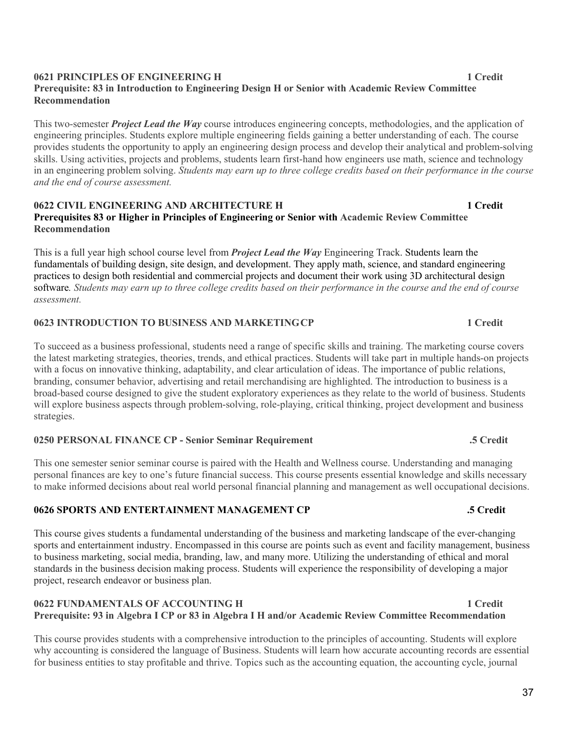**0621 PRINCIPLES OF ENGINEERING H** **1 Credit**
**Prerequisite: 83 in Introduction to Engineering Design H or Senior with Academic Review Committee Recommendation**

This two-semester ***Project Lead the Way*** course introduces engineering concepts, methodologies, and the application of engineering principles. Students explore multiple engineering fields gaining a better understanding of each. The course provides students the opportunity to apply an engineering design process and develop their analytical and problem-solving skills. Using activities, projects and problems, students learn first-hand how engineers use math, science and technology in an engineering problem solving. *Students may earn up to three college credits based on their performance in the course and the end of course assessment.*

**0622 CIVIL ENGINEERING AND ARCHITECTURE H** **1 Credit**
**Prerequisites 83 or Higher in Principles of Engineering or Senior with Academic Review Committee Recommendation**

This is a full year high school course level from ***Project Lead the Way*** Engineering Track. Students learn the fundamentals of building design, site design, and development. They apply math, science, and standard engineering practices to design both residential and commercial projects and document their work using 3D architectural design software. *Students may earn up to three college credits based on their performance in the course and the end of course assessment.*

**0623 INTRODUCTION TO BUSINESS AND MARKETINGCP** **1 Credit**

To succeed as a business professional, students need a range of specific skills and training. The marketing course covers the latest marketing strategies, theories, trends, and ethical practices. Students will take part in multiple hands-on projects with a focus on innovative thinking, adaptability, and clear articulation of ideas. The importance of public relations, branding, consumer behavior, advertising and retail merchandising are highlighted. The introduction to business is a broad-based course designed to give the student exploratory experiences as they relate to the world of business. Students will explore business aspects through problem-solving, role-playing, critical thinking, project development and business strategies.

**0250 PERSONAL FINANCE CP - Senior Seminar Requirement** **.5 Credit**

This one semester senior seminar course is paired with the Health and Wellness course. Understanding and managing personal finances are key to one's future financial success. This course presents essential knowledge and skills necessary to make informed decisions about real world personal financial planning and management as well occupational decisions.

**0626 SPORTS AND ENTERTAINMENT MANAGEMENT CP** **.5 Credit**

This course gives students a fundamental understanding of the business and marketing landscape of the ever-changing sports and entertainment industry. Encompassed in this course are points such as event and facility management, business to business marketing, social media, branding, law, and many more. Utilizing the understanding of ethical and moral standards in the business decision making process. Students will experience the responsibility of developing a major project, research endeavor or business plan.

**0622 FUNDAMENTALS OF ACCOUNTING H** **1 Credit**
**Prerequisite: 93 in Algebra I CP or 83 in Algebra I H and/or Academic Review Committee Recommendation**

This course provides students with a comprehensive introduction to the principles of accounting. Students will explore why accounting is considered the language of Business. Students will learn how accurate accounting records are essential for business entities to stay profitable and thrive. Topics such as the accounting equation, the accounting cycle, journal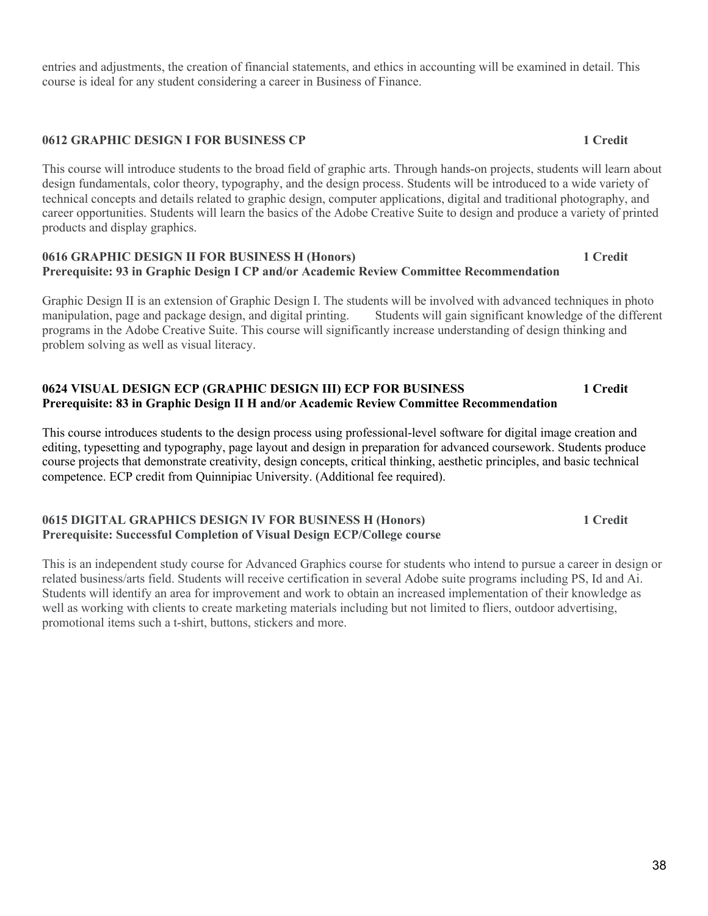entries and adjustments, the creation of financial statements, and ethics in accounting will be examined in detail. This course is ideal for any student considering a career in Business of Finance.

### 0612 GRAPHIC DESIGN I FOR BUSINESS CP — 1 Credit

This course will introduce students to the broad field of graphic arts. Through hands-on projects, students will learn about design fundamentals, color theory, typography, and the design process. Students will be introduced to a wide variety of technical concepts and details related to graphic design, computer applications, digital and traditional photography, and career opportunities. Students will learn the basics of the Adobe Creative Suite to design and produce a variety of printed products and display graphics.

### 0616 GRAPHIC DESIGN II FOR BUSINESS H (Honors) — 1 Credit

**Prerequisite: 93 in Graphic Design I CP and/or Academic Review Committee Recommendation**

Graphic Design II is an extension of Graphic Design I. The students will be involved with advanced techniques in photo manipulation, page and package design, and digital printing. Students will gain significant knowledge of the different programs in the Adobe Creative Suite. This course will significantly increase understanding of design thinking and problem solving as well as visual literacy.

### 0624 VISUAL DESIGN ECP (GRAPHIC DESIGN III) ECP FOR BUSINESS — 1 Credit

**Prerequisite: 83 in Graphic Design II H and/or Academic Review Committee Recommendation**

This course introduces students to the design process using professional-level software for digital image creation and editing, typesetting and typography, page layout and design in preparation for advanced coursework. Students produce course projects that demonstrate creativity, design concepts, critical thinking, aesthetic principles, and basic technical competence. ECP credit from Quinnipiac University. (Additional fee required).

### 0615 DIGITAL GRAPHICS DESIGN IV FOR BUSINESS H (Honors) — 1 Credit

**Prerequisite: Successful Completion of Visual Design ECP/College course**

This is an independent study course for Advanced Graphics course for students who intend to pursue a career in design or related business/arts field. Students will receive certification in several Adobe suite programs including PS, Id and Ai. Students will identify an area for improvement and work to obtain an increased implementation of their knowledge as well as working with clients to create marketing materials including but not limited to fliers, outdoor advertising, promotional items such a t-shirt, buttons, stickers and more.